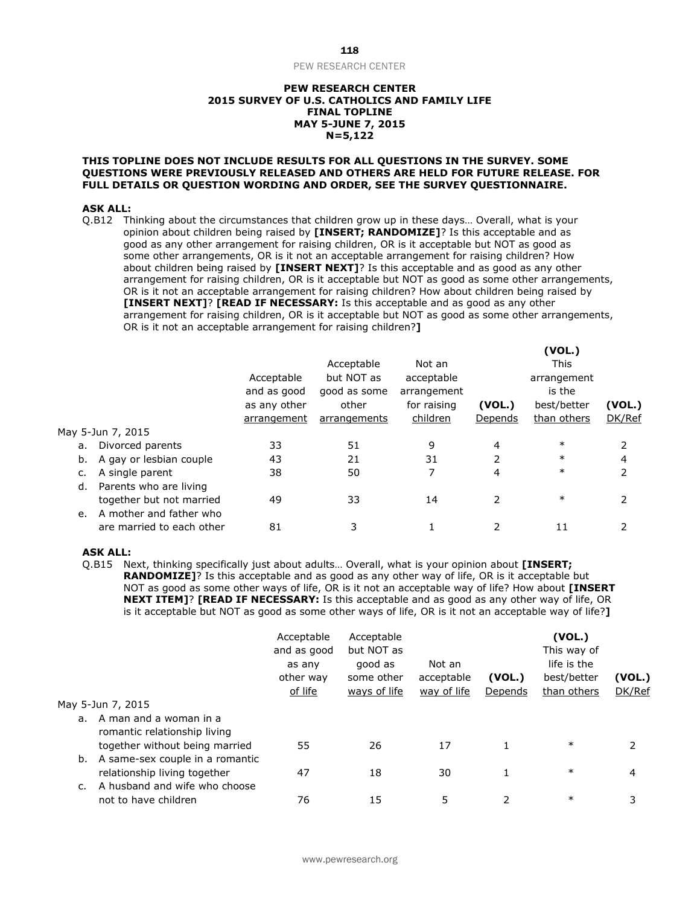**PEW RESEARCH CENTER**
**2015 SURVEY OF U.S. CATHOLICS AND FAMILY LIFE**
**FINAL TOPLINE**
**MAY 5-JUNE 7, 2015**
**N=5,122**

**THIS TOPLINE DOES NOT INCLUDE RESULTS FOR ALL QUESTIONS IN THE SURVEY. SOME QUESTIONS WERE PREVIOUSLY RELEASED AND OTHERS ARE HELD FOR FUTURE RELEASE. FOR FULL DETAILS OR QUESTION WORDING AND ORDER, SEE THE SURVEY QUESTIONNAIRE.**

**ASK ALL:**

Q.B12 Thinking about the circumstances that children grow up in these days… Overall, what is your opinion about children being raised by **[INSERT; RANDOMIZE]**? Is this acceptable and as good as any other arrangement for raising children, OR is it acceptable but NOT as good as some other arrangements, OR is it not an acceptable arrangement for raising children? How about children being raised by **[INSERT NEXT]**? Is this acceptable and as good as any other arrangement for raising children, OR is it acceptable but NOT as good as some other arrangements, OR is it not an acceptable arrangement for raising children? How about children being raised by **[INSERT NEXT]**? **[READ IF NECESSARY:** Is this acceptable and as good as any other arrangement for raising children, OR is it acceptable but NOT as good as some other arrangements, OR is it not an acceptable arrangement for raising children?**]**

| | Acceptable and as good as any other arrangement | Acceptable but NOT as good as some other arrangements | Not an acceptable arrangement for raising children | (VOL.) Depends | (VOL.) This arrangement is the best/better than others | (VOL.) DK/Ref |
|---|---|---|---|---|---|---|
| May 5-Jun 7, 2015 | | | | | | |
| a. Divorced parents | 33 | 51 | 9 | 4 | * | 2 |
| b. A gay or lesbian couple | 43 | 21 | 31 | 2 | * | 4 |
| c. A single parent | 38 | 50 | 7 | 4 | * | 2 |
| d. Parents who are living together but not married | 49 | 33 | 14 | 2 | * | 2 |
| e. A mother and father who are married to each other | 81 | 3 | 1 | 2 | 11 | 2 |

**ASK ALL:**

Q.B15 Next, thinking specifically just about adults… Overall, what is your opinion about **[INSERT; RANDOMIZE]**? Is this acceptable and as good as any other way of life, OR is it acceptable but NOT as good as some other ways of life, OR is it not an acceptable way of life? How about **[INSERT NEXT ITEM]**? **[READ IF NECESSARY:** Is this acceptable and as good as any other way of life, OR is it acceptable but NOT as good as some other ways of life, OR is it not an acceptable way of life?**]**

| | Acceptable and as good as any other way of life | Acceptable but NOT as good as some other ways of life | Not an acceptable way of life | (VOL.) Depends | (VOL.) This way of life is the best/better than others | (VOL.) DK/Ref |
|---|---|---|---|---|---|---|
| May 5-Jun 7, 2015 | | | | | | |
| a. A man and a woman in a romantic relationship living together without being married | 55 | 26 | 17 | 1 | * | 2 |
| b. A same-sex couple in a romantic relationship living together | 47 | 18 | 30 | 1 | * | 4 |
| c. A husband and wife who choose not to have children | 76 | 15 | 5 | 2 | * | 3 |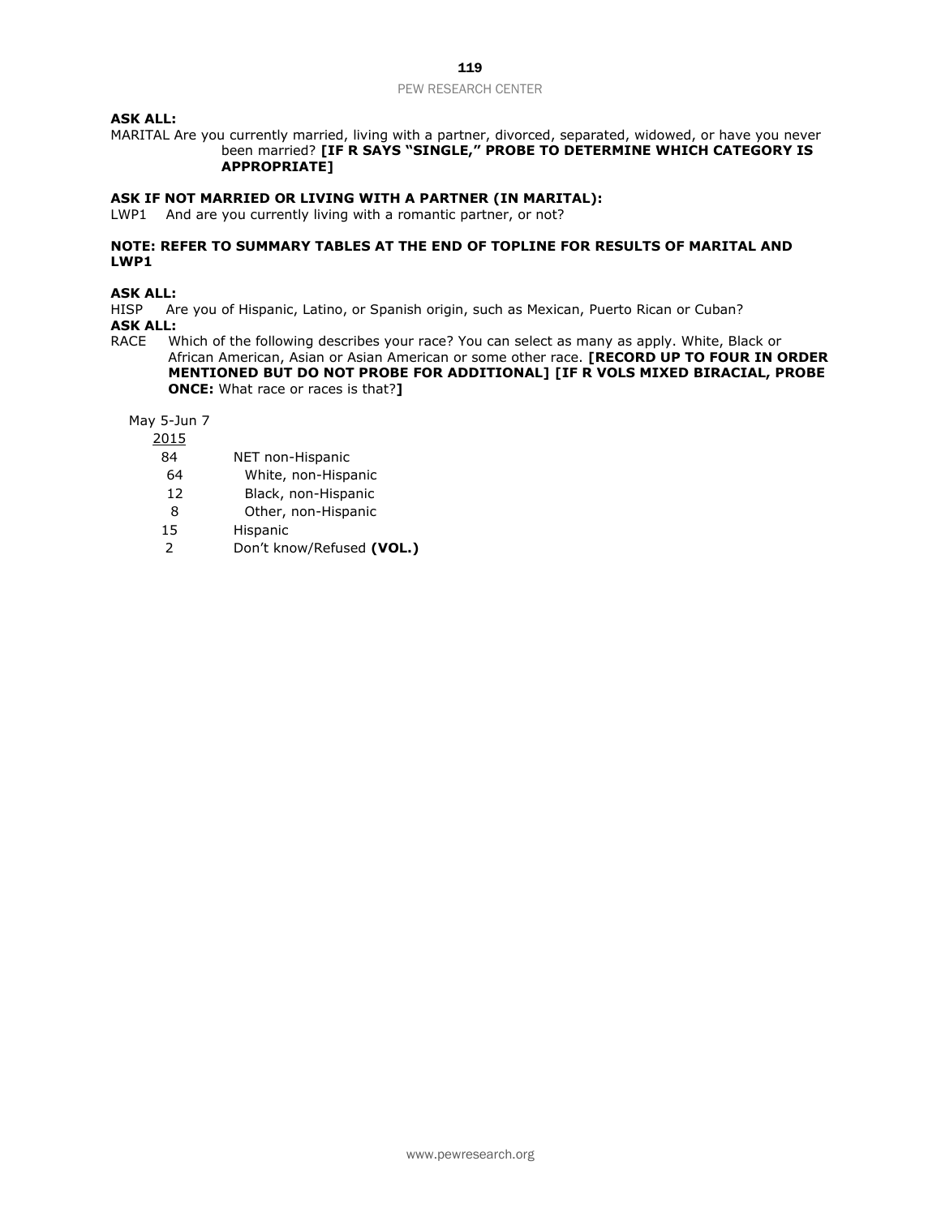**ASK ALL:**
MARITAL Are you currently married, living with a partner, divorced, separated, widowed, or have you never been married? **[IF R SAYS "SINGLE," PROBE TO DETERMINE WHICH CATEGORY IS APPROPRIATE]**

**ASK IF NOT MARRIED OR LIVING WITH A PARTNER (IN MARITAL):**
LWP1 And are you currently living with a romantic partner, or not?

**NOTE: REFER TO SUMMARY TABLES AT THE END OF TOPLINE FOR RESULTS OF MARITAL AND LWP1**

**ASK ALL:**
HISP Are you of Hispanic, Latino, or Spanish origin, such as Mexican, Puerto Rican or Cuban?
**ASK ALL:**
RACE Which of the following describes your race? You can select as many as apply. White, Black or African American, Asian or Asian American or some other race. **[RECORD UP TO FOUR IN ORDER MENTIONED BUT DO NOT PROBE FOR ADDITIONAL] [IF R VOLS MIXED BIRACIAL, PROBE ONCE:** What race or races is that?**]**

| May 5-Jun 7 2015 | |
|---|---|
| 84 | NET non-Hispanic |
| 64 | White, non-Hispanic |
| 12 | Black, non-Hispanic |
| 8 | Other, non-Hispanic |
| 15 | Hispanic |
| 2 | Don't know/Refused **(VOL.)** |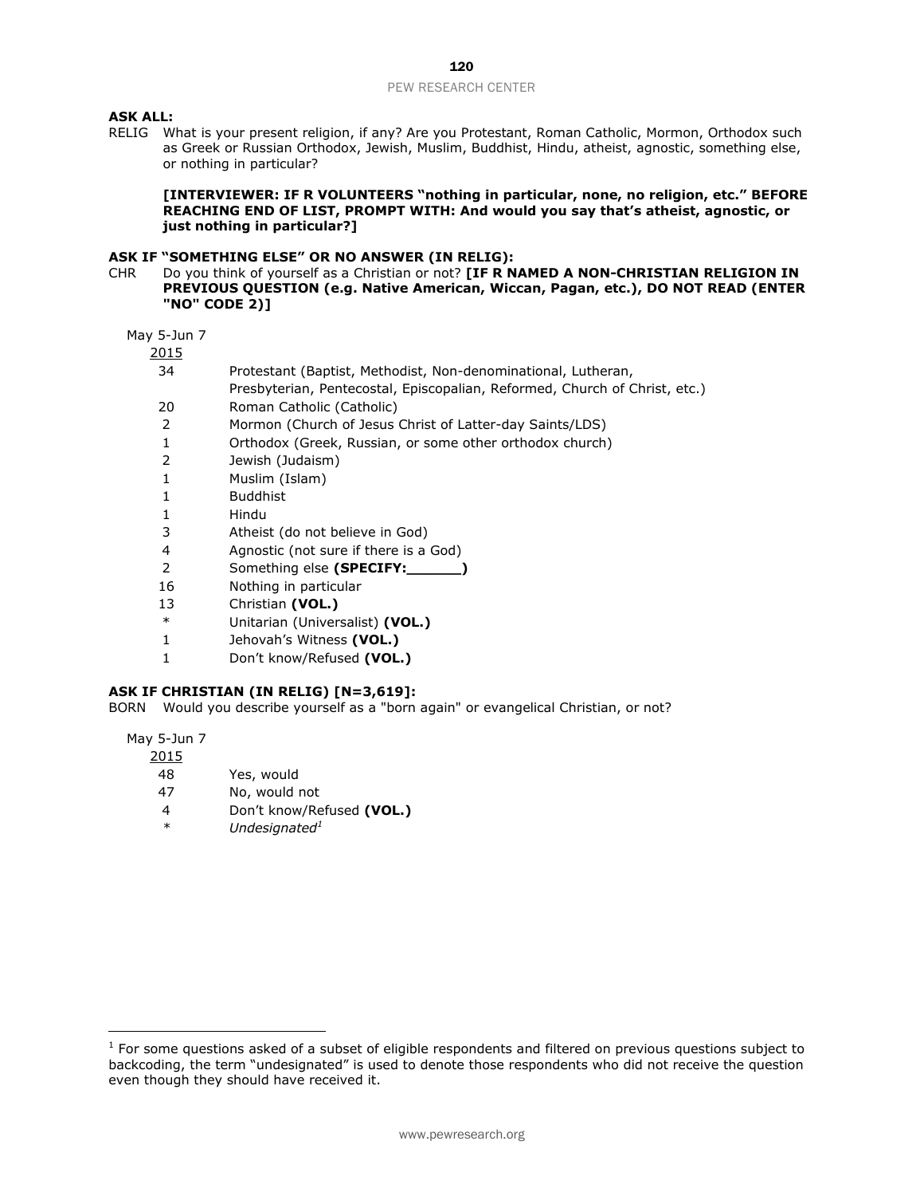**ASK ALL:**

RELIG What is your present religion, if any? Are you Protestant, Roman Catholic, Mormon, Orthodox such as Greek or Russian Orthodox, Jewish, Muslim, Buddhist, Hindu, atheist, agnostic, something else, or nothing in particular?

**[INTERVIEWER: IF R VOLUNTEERS "nothing in particular, none, no religion, etc." BEFORE REACHING END OF LIST, PROMPT WITH: And would you say that's atheist, agnostic, or just nothing in particular?]**

**ASK IF "SOMETHING ELSE" OR NO ANSWER (IN RELIG):**

CHR Do you think of yourself as a Christian or not? **[IF R NAMED A NON-CHRISTIAN RELIGION IN PREVIOUS QUESTION (e.g. Native American, Wiccan, Pagan, etc.), DO NOT READ (ENTER "NO" CODE 2)]**

| May 5-Jun 7 2015 | |
|---|---|
| 34 | Protestant (Baptist, Methodist, Non-denominational, Lutheran, Presbyterian, Pentecostal, Episcopalian, Reformed, Church of Christ, etc.) |
| 20 | Roman Catholic (Catholic) |
| 2 | Mormon (Church of Jesus Christ of Latter-day Saints/LDS) |
| 1 | Orthodox (Greek, Russian, or some other orthodox church) |
| 2 | Jewish (Judaism) |
| 1 | Muslim (Islam) |
| 1 | Buddhist |
| 1 | Hindu |
| 3 | Atheist (do not believe in God) |
| 4 | Agnostic (not sure if there is a God) |
| 2 | Something else **(SPECIFY:______)** |
| 16 | Nothing in particular |
| 13 | Christian **(VOL.)** |
| * | Unitarian (Universalist) **(VOL.)** |
| 1 | Jehovah's Witness **(VOL.)** |
| 1 | Don't know/Refused **(VOL.)** |

**ASK IF CHRISTIAN (IN RELIG) [N=3,619]:**

BORN Would you describe yourself as a "born again" or evangelical Christian, or not?

| May 5-Jun 7 2015 | |
|---|---|
| 48 | Yes, would |
| 47 | No, would not |
| 4 | Don't know/Refused **(VOL.)** |
| * | *Undesignated*[1] |

[1] For some questions asked of a subset of eligible respondents and filtered on previous questions subject to backcoding, the term "undesignated" is used to denote those respondents who did not receive the question even though they should have received it.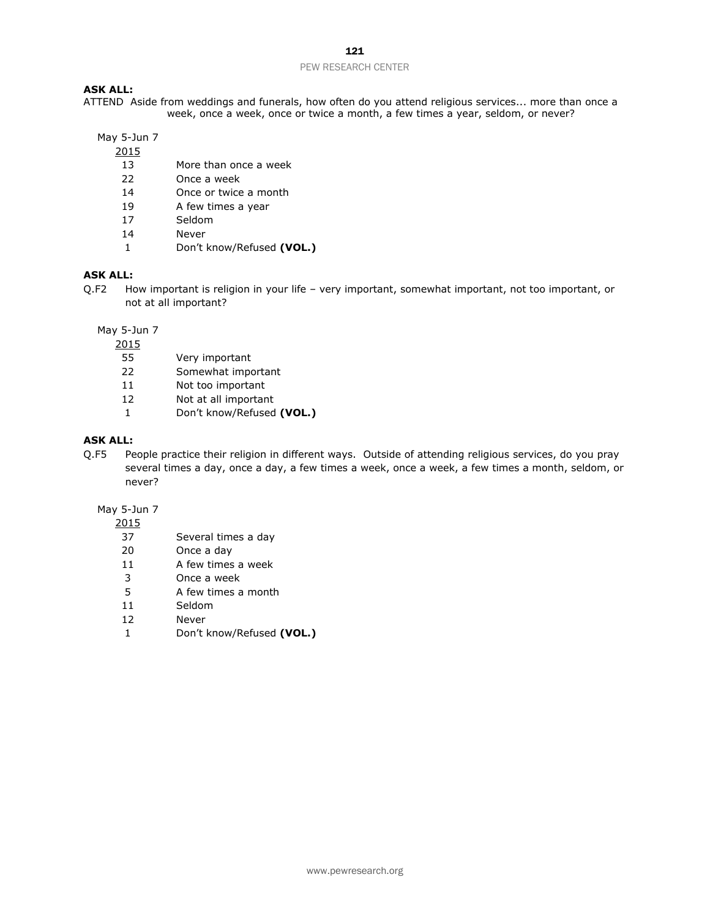**ASK ALL:**

ATTEND Aside from weddings and funerals, how often do you attend religious services... more than once a week, once a week, once or twice a month, a few times a year, seldom, or never?

| May 5-Jun 7 2015 | |
|---|---|
| 13 | More than once a week |
| 22 | Once a week |
| 14 | Once or twice a month |
| 19 | A few times a year |
| 17 | Seldom |
| 14 | Never |
| 1 | Don't know/Refused **(VOL.)** |

**ASK ALL:**

Q.F2 How important is religion in your life – very important, somewhat important, not too important, or not at all important?

| May 5-Jun 7 2015 | |
|---|---|
| 55 | Very important |
| 22 | Somewhat important |
| 11 | Not too important |
| 12 | Not at all important |
| 1 | Don't know/Refused **(VOL.)** |

**ASK ALL:**

Q.F5 People practice their religion in different ways. Outside of attending religious services, do you pray several times a day, once a day, a few times a week, once a week, a few times a month, seldom, or never?

| May 5-Jun 7 2015 | |
|---|---|
| 37 | Several times a day |
| 20 | Once a day |
| 11 | A few times a week |
| 3 | Once a week |
| 5 | A few times a month |
| 11 | Seldom |
| 12 | Never |
| 1 | Don't know/Refused **(VOL.)** |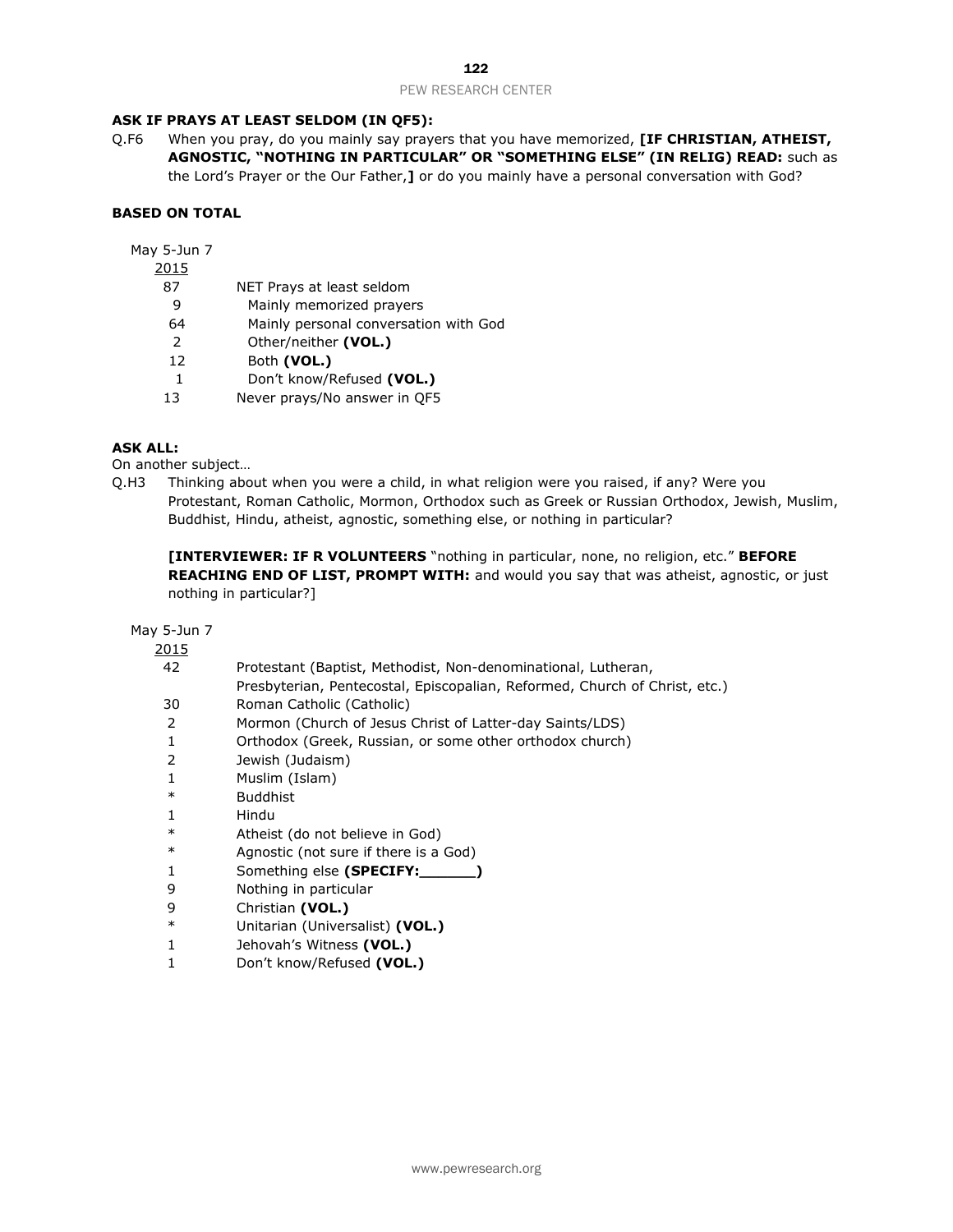**ASK IF PRAYS AT LEAST SELDOM (IN QF5):**

Q.F6 When you pray, do you mainly say prayers that you have memorized, **[IF CHRISTIAN, ATHEIST, AGNOSTIC, "NOTHING IN PARTICULAR" OR "SOMETHING ELSE" (IN RELIG) READ:** such as the Lord's Prayer or the Our Father,**]** or do you mainly have a personal conversation with God?

**BASED ON TOTAL**

| May 5-Jun 7 2015 | |
|---|---|
| 87 | NET Prays at least seldom |
| 9 | Mainly memorized prayers |
| 64 | Mainly personal conversation with God |
| 2 | Other/neither **(VOL.)** |
| 12 | Both **(VOL.)** |
| 1 | Don't know/Refused **(VOL.)** |
| 13 | Never prays/No answer in QF5 |

**ASK ALL:**

On another subject…

Q.H3 Thinking about when you were a child, in what religion were you raised, if any? Were you Protestant, Roman Catholic, Mormon, Orthodox such as Greek or Russian Orthodox, Jewish, Muslim, Buddhist, Hindu, atheist, agnostic, something else, or nothing in particular?

**[INTERVIEWER: IF R VOLUNTEERS** "nothing in particular, none, no religion, etc." **BEFORE REACHING END OF LIST, PROMPT WITH:** and would you say that was atheist, agnostic, or just nothing in particular?]

| May 5-Jun 7 2015 | |
|---|---|
| 42 | Protestant (Baptist, Methodist, Non-denominational, Lutheran, Presbyterian, Pentecostal, Episcopalian, Reformed, Church of Christ, etc.) |
| 30 | Roman Catholic (Catholic) |
| 2 | Mormon (Church of Jesus Christ of Latter-day Saints/LDS) |
| 1 | Orthodox (Greek, Russian, or some other orthodox church) |
| 2 | Jewish (Judaism) |
| 1 | Muslim (Islam) |
| * | Buddhist |
| 1 | Hindu |
| * | Atheist (do not believe in God) |
| * | Agnostic (not sure if there is a God) |
| 1 | Something else **(SPECIFY:______)** |
| 9 | Nothing in particular |
| 9 | Christian **(VOL.)** |
| * | Unitarian (Universalist) **(VOL.)** |
| 1 | Jehovah's Witness **(VOL.)** |
| 1 | Don't know/Refused **(VOL.)** |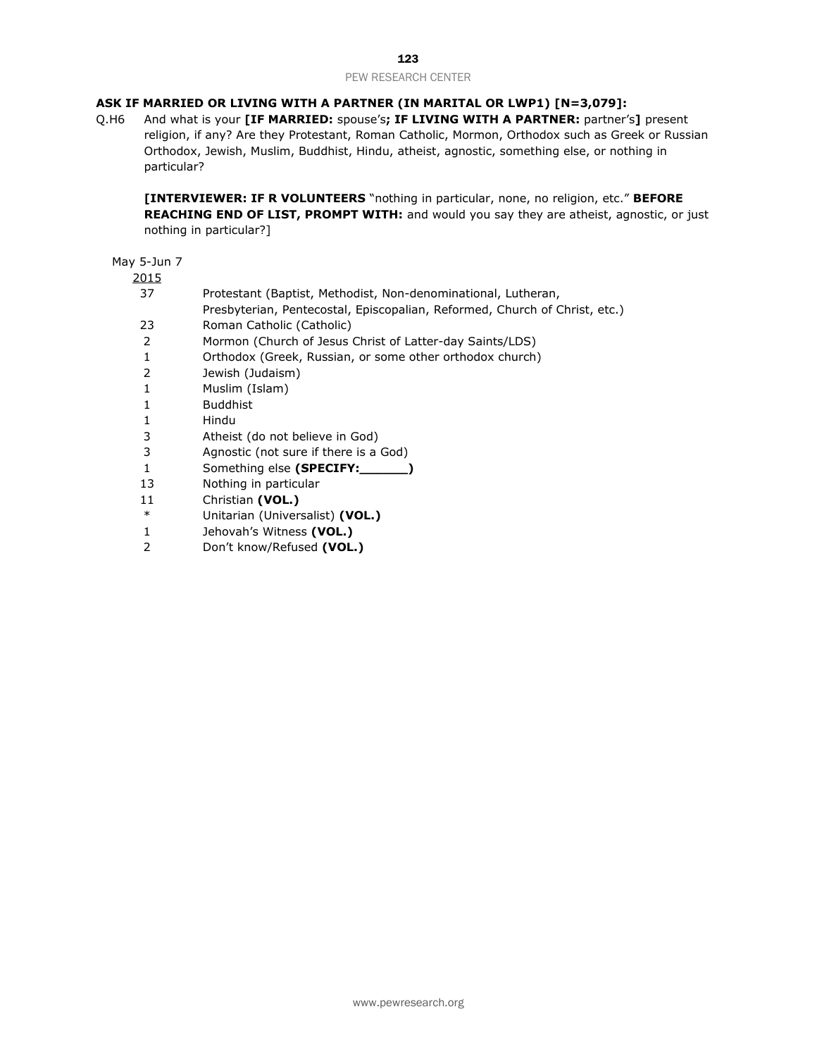**ASK IF MARRIED OR LIVING WITH A PARTNER (IN MARITAL OR LWP1) [N=3,079]:**

Q.H6 And what is your **[IF MARRIED:** spouse's**; IF LIVING WITH A PARTNER:** partner's**]** present religion, if any? Are they Protestant, Roman Catholic, Mormon, Orthodox such as Greek or Russian Orthodox, Jewish, Muslim, Buddhist, Hindu, atheist, agnostic, something else, or nothing in particular?

**[INTERVIEWER: IF R VOLUNTEERS** "nothing in particular, none, no religion, etc." **BEFORE REACHING END OF LIST, PROMPT WITH:** and would you say they are atheist, agnostic, or just nothing in particular?]

| May 5-Jun 7 2015 | |
|---|---|
| 37 | Protestant (Baptist, Methodist, Non-denominational, Lutheran, Presbyterian, Pentecostal, Episcopalian, Reformed, Church of Christ, etc.) |
| 23 | Roman Catholic (Catholic) |
| 2 | Mormon (Church of Jesus Christ of Latter-day Saints/LDS) |
| 1 | Orthodox (Greek, Russian, or some other orthodox church) |
| 2 | Jewish (Judaism) |
| 1 | Muslim (Islam) |
| 1 | Buddhist |
| 1 | Hindu |
| 3 | Atheist (do not believe in God) |
| 3 | Agnostic (not sure if there is a God) |
| 1 | Something else **(SPECIFY:______)** |
| 13 | Nothing in particular |
| 11 | Christian **(VOL.)** |
| * | Unitarian (Universalist) **(VOL.)** |
| 1 | Jehovah's Witness **(VOL.)** |
| 2 | Don't know/Refused **(VOL.)** |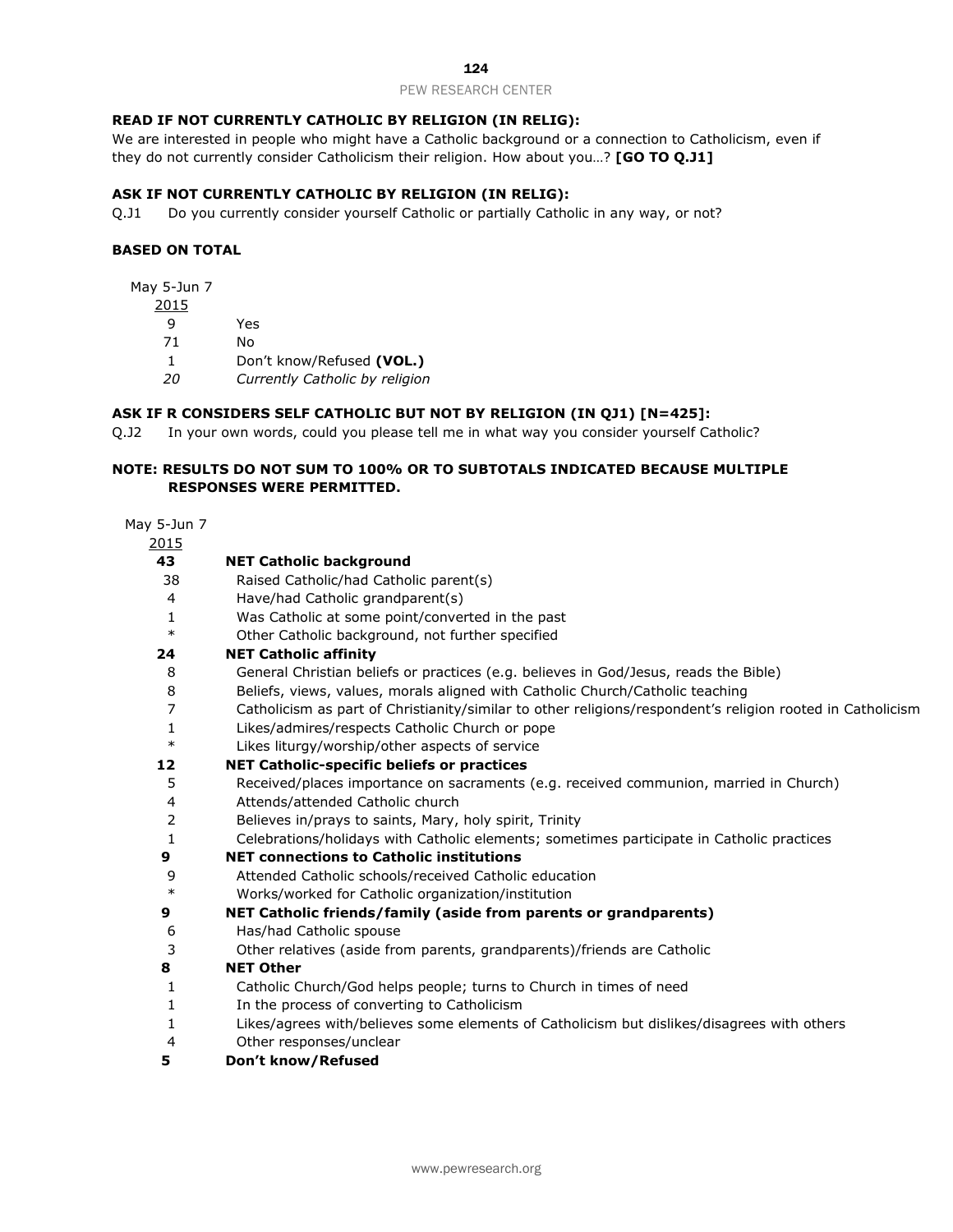**READ IF NOT CURRENTLY CATHOLIC BY RELIGION (IN RELIG):**
We are interested in people who might have a Catholic background or a connection to Catholicism, even if they do not currently consider Catholicism their religion. How about you…? **[GO TO Q.J1]**

**ASK IF NOT CURRENTLY CATHOLIC BY RELIGION (IN RELIG):**
Q.J1 Do you currently consider yourself Catholic or partially Catholic in any way, or not?

**BASED ON TOTAL**

| May 5-Jun 7 2015 | |
|---|---|
| 9 | Yes |
| 71 | No |
| 1 | Don't know/Refused **(VOL.)** |
| *20* | *Currently Catholic by religion* |

**ASK IF R CONSIDERS SELF CATHOLIC BUT NOT BY RELIGION (IN QJ1) [N=425]:**
Q.J2 In your own words, could you please tell me in what way you consider yourself Catholic?

**NOTE: RESULTS DO NOT SUM TO 100% OR TO SUBTOTALS INDICATED BECAUSE MULTIPLE RESPONSES WERE PERMITTED.**

| May 5-Jun 7 2015 | |
|---|---|
| **43** | **NET Catholic background** |
| 38 | Raised Catholic/had Catholic parent(s) |
| 4 | Have/had Catholic grandparent(s) |
| 1 | Was Catholic at some point/converted in the past |
| * | Other Catholic background, not further specified |
| **24** | **NET Catholic affinity** |
| 8 | General Christian beliefs or practices (e.g. believes in God/Jesus, reads the Bible) |
| 8 | Beliefs, views, values, morals aligned with Catholic Church/Catholic teaching |
| 7 | Catholicism as part of Christianity/similar to other religions/respondent's religion rooted in Catholicism |
| 1 | Likes/admires/respects Catholic Church or pope |
| * | Likes liturgy/worship/other aspects of service |
| **12** | **NET Catholic-specific beliefs or practices** |
| 5 | Received/places importance on sacraments (e.g. received communion, married in Church) |
| 4 | Attends/attended Catholic church |
| 2 | Believes in/prays to saints, Mary, holy spirit, Trinity |
| 1 | Celebrations/holidays with Catholic elements; sometimes participate in Catholic practices |
| **9** | **NET connections to Catholic institutions** |
| 9 | Attended Catholic schools/received Catholic education |
| * | Works/worked for Catholic organization/institution |
| **9** | **NET Catholic friends/family (aside from parents or grandparents)** |
| 6 | Has/had Catholic spouse |
| 3 | Other relatives (aside from parents, grandparents)/friends are Catholic |
| **8** | **NET Other** |
| 1 | Catholic Church/God helps people; turns to Church in times of need |
| 1 | In the process of converting to Catholicism |
| 1 | Likes/agrees with/believes some elements of Catholicism but dislikes/disagrees with others |
| 4 | Other responses/unclear |
| **5** | **Don't know/Refused** |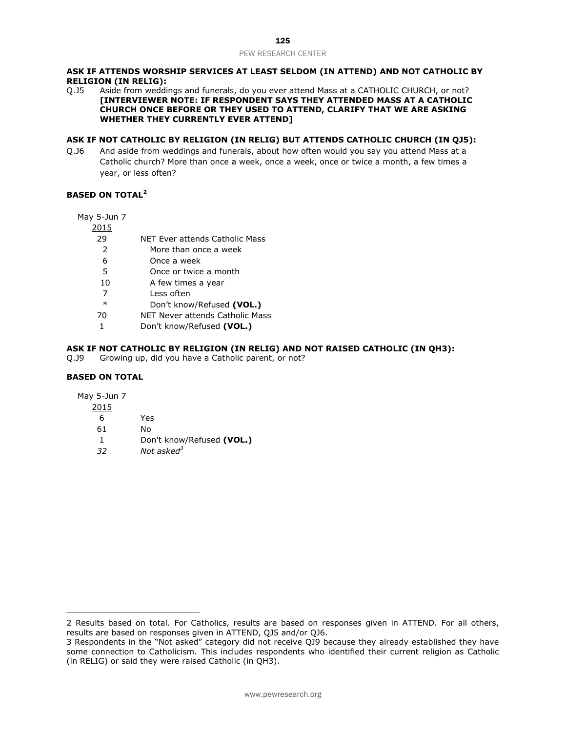**ASK IF ATTENDS WORSHIP SERVICES AT LEAST SELDOM (IN ATTEND) AND NOT CATHOLIC BY RELIGION (IN RELIG):**

Q.J5 Aside from weddings and funerals, do you ever attend Mass at a CATHOLIC CHURCH, or not? **[INTERVIEWER NOTE: IF RESPONDENT SAYS THEY ATTENDED MASS AT A CATHOLIC CHURCH ONCE BEFORE OR THEY USED TO ATTEND, CLARIFY THAT WE ARE ASKING WHETHER THEY CURRENTLY EVER ATTEND]**

**ASK IF NOT CATHOLIC BY RELIGION (IN RELIG) BUT ATTENDS CATHOLIC CHURCH (IN QJ5):**

Q.J6 And aside from weddings and funerals, about how often would you say you attend Mass at a Catholic church? More than once a week, once a week, once or twice a month, a few times a year, or less often?

**BASED ON TOTAL**[2]

| May 5-Jun 7 2015 | |
|---|---|
| 29 | NET Ever attends Catholic Mass |
| 2 | More than once a week |
| 6 | Once a week |
| 5 | Once or twice a month |
| 10 | A few times a year |
| 7 | Less often |
| * | Don't know/Refused **(VOL.)** |
| 70 | NET Never attends Catholic Mass |
| 1 | Don't know/Refused **(VOL.)** |

**ASK IF NOT CATHOLIC BY RELIGION (IN RELIG) AND NOT RAISED CATHOLIC (IN QH3):**

Q.J9 Growing up, did you have a Catholic parent, or not?

**BASED ON TOTAL**

| May 5-Jun 7 2015 | |
|---|---|
| 6 | Yes |
| 61 | No |
| 1 | Don't know/Refused **(VOL.)** |
| *32* | *Not asked*[3] |

2 Results based on total. For Catholics, results are based on responses given in ATTEND. For all others, results are based on responses given in ATTEND, QJ5 and/or QJ6.

3 Respondents in the "Not asked" category did not receive QJ9 because they already established they have some connection to Catholicism. This includes respondents who identified their current religion as Catholic (in RELIG) or said they were raised Catholic (in QH3).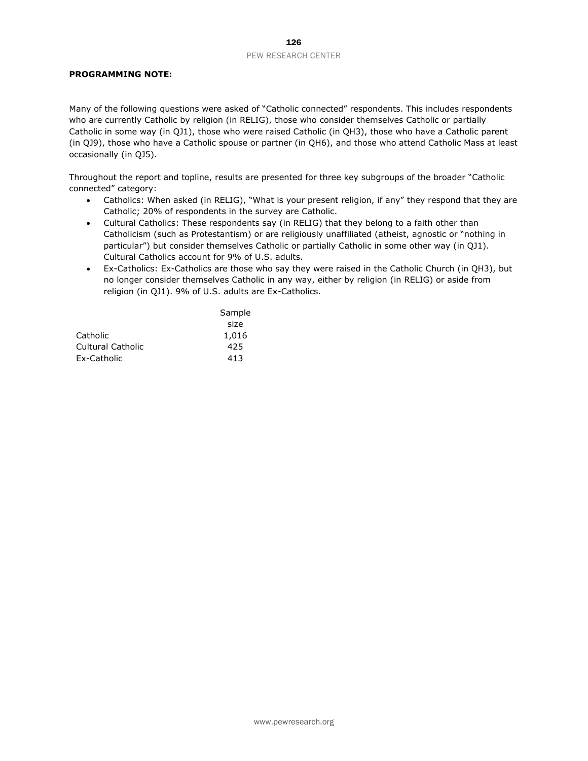**PROGRAMMING NOTE:**

Many of the following questions were asked of "Catholic connected" respondents. This includes respondents who are currently Catholic by religion (in RELIG), those who consider themselves Catholic or partially Catholic in some way (in QJ1), those who were raised Catholic (in QH3), those who have a Catholic parent (in QJ9), those who have a Catholic spouse or partner (in QH6), and those who attend Catholic Mass at least occasionally (in QJ5).

Throughout the report and topline, results are presented for three key subgroups of the broader "Catholic connected" category:

- Catholics: When asked (in RELIG), "What is your present religion, if any" they respond that they are Catholic; 20% of respondents in the survey are Catholic.
- Cultural Catholics: These respondents say (in RELIG) that they belong to a faith other than Catholicism (such as Protestantism) or are religiously unaffiliated (atheist, agnostic or "nothing in particular") but consider themselves Catholic or partially Catholic in some other way (in QJ1). Cultural Catholics account for 9% of U.S. adults.
- Ex-Catholics: Ex-Catholics are those who say they were raised in the Catholic Church (in QH3), but no longer consider themselves Catholic in any way, either by religion (in RELIG) or aside from religion (in QJ1). 9% of U.S. adults are Ex-Catholics.

| | Sample size |
|---|---|
| Catholic | 1,016 |
| Cultural Catholic | 425 |
| Ex-Catholic | 413 |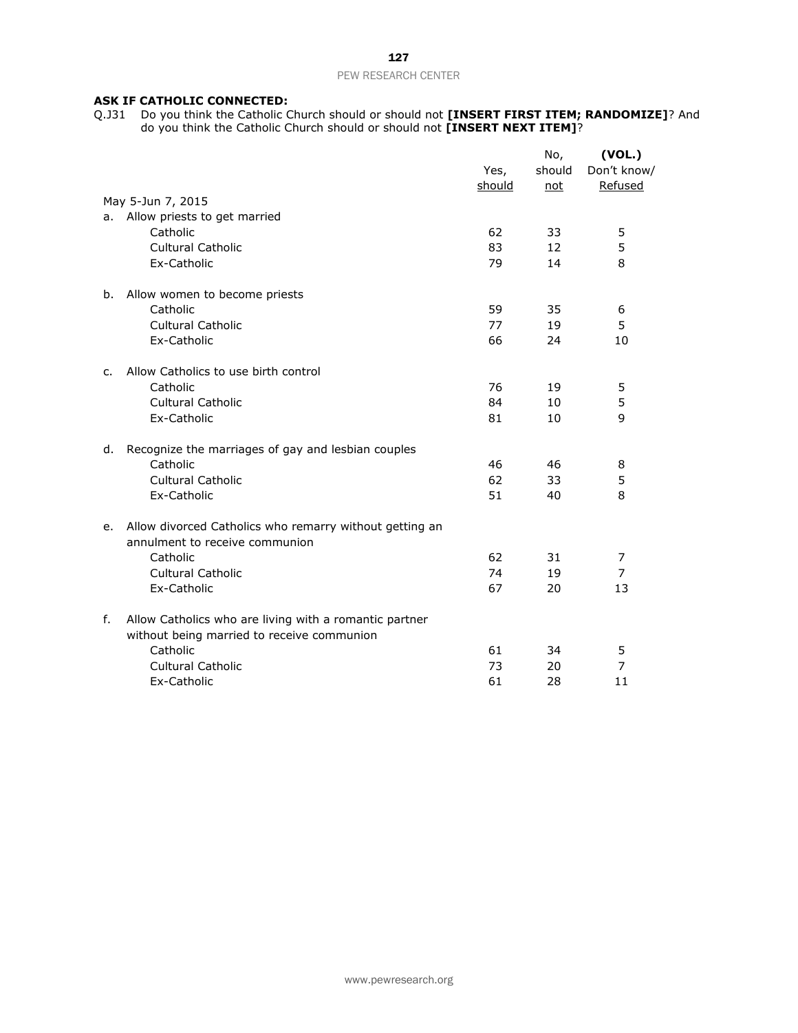**ASK IF CATHOLIC CONNECTED:**

Q.J31 Do you think the Catholic Church should or should not **[INSERT FIRST ITEM; RANDOMIZE]**? And do you think the Catholic Church should or should not **[INSERT NEXT ITEM]**?

| | Yes, should | No, should not | (VOL.) Don't know/ Refused |
|---|---|---|---|
| May 5-Jun 7, 2015 | | | |
| a. Allow priests to get married | | | |
| Catholic | 62 | 33 | 5 |
| Cultural Catholic | 83 | 12 | 5 |
| Ex-Catholic | 79 | 14 | 8 |
| b. Allow women to become priests | | | |
| Catholic | 59 | 35 | 6 |
| Cultural Catholic | 77 | 19 | 5 |
| Ex-Catholic | 66 | 24 | 10 |
| c. Allow Catholics to use birth control | | | |
| Catholic | 76 | 19 | 5 |
| Cultural Catholic | 84 | 10 | 5 |
| Ex-Catholic | 81 | 10 | 9 |
| d. Recognize the marriages of gay and lesbian couples | | | |
| Catholic | 46 | 46 | 8 |
| Cultural Catholic | 62 | 33 | 5 |
| Ex-Catholic | 51 | 40 | 8 |
| e. Allow divorced Catholics who remarry without getting an annulment to receive communion | | | |
| Catholic | 62 | 31 | 7 |
| Cultural Catholic | 74 | 19 | 7 |
| Ex-Catholic | 67 | 20 | 13 |
| f. Allow Catholics who are living with a romantic partner without being married to receive communion | | | |
| Catholic | 61 | 34 | 5 |
| Cultural Catholic | 73 | 20 | 7 |
| Ex-Catholic | 61 | 28 | 11 |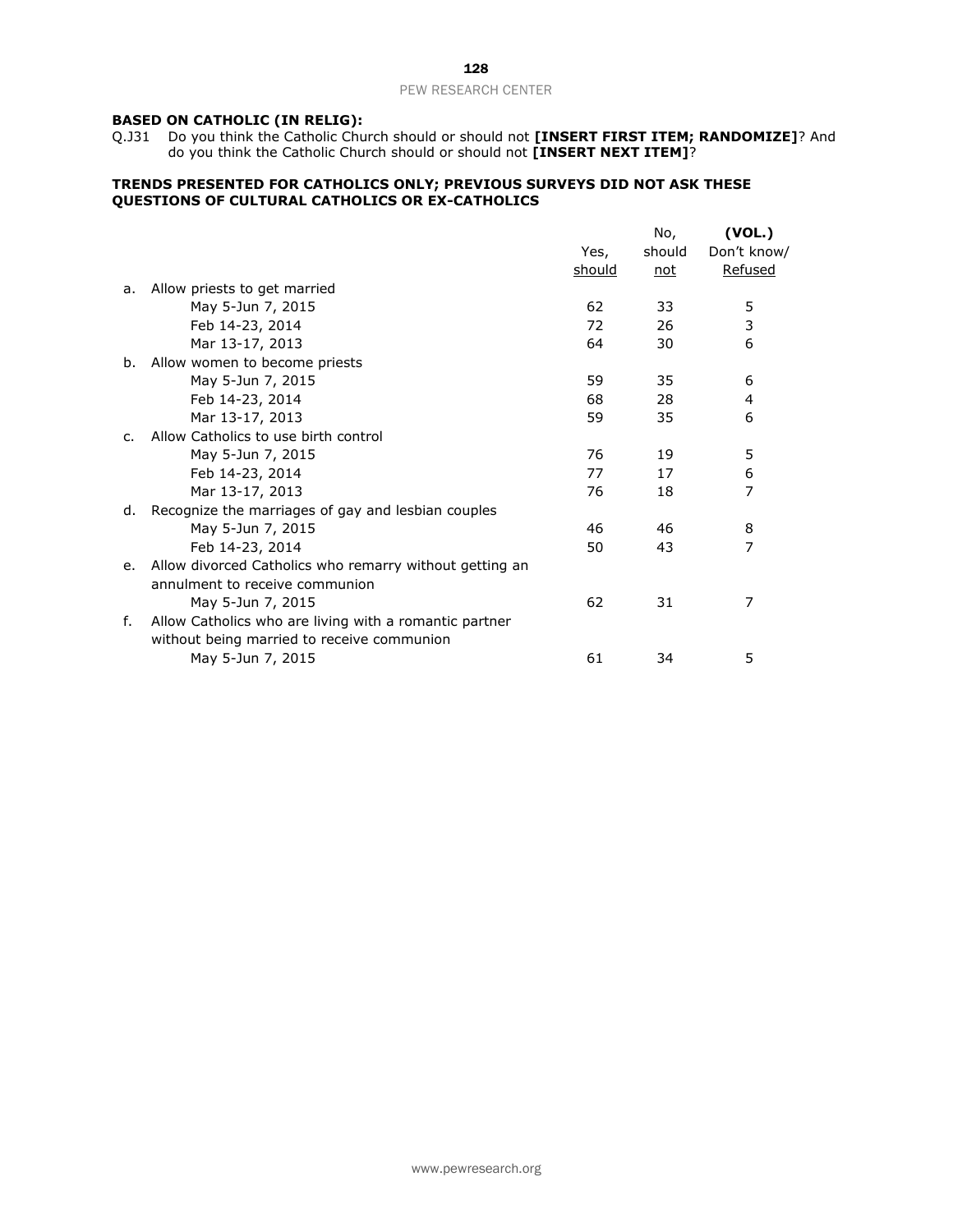**BASED ON CATHOLIC (IN RELIG):**

Q.J31 Do you think the Catholic Church should or should not **[INSERT FIRST ITEM; RANDOMIZE]**? And do you think the Catholic Church should or should not **[INSERT NEXT ITEM]**?

**TRENDS PRESENTED FOR CATHOLICS ONLY; PREVIOUS SURVEYS DID NOT ASK THESE QUESTIONS OF CULTURAL CATHOLICS OR EX-CATHOLICS**

| | Yes, should | No, should not | **(VOL.)** Don't know/ Refused |
|---|---|---|---|
| a. Allow priests to get married | | | |
| May 5-Jun 7, 2015 | 62 | 33 | 5 |
| Feb 14-23, 2014 | 72 | 26 | 3 |
| Mar 13-17, 2013 | 64 | 30 | 6 |
| b. Allow women to become priests | | | |
| May 5-Jun 7, 2015 | 59 | 35 | 6 |
| Feb 14-23, 2014 | 68 | 28 | 4 |
| Mar 13-17, 2013 | 59 | 35 | 6 |
| c. Allow Catholics to use birth control | | | |
| May 5-Jun 7, 2015 | 76 | 19 | 5 |
| Feb 14-23, 2014 | 77 | 17 | 6 |
| Mar 13-17, 2013 | 76 | 18 | 7 |
| d. Recognize the marriages of gay and lesbian couples | | | |
| May 5-Jun 7, 2015 | 46 | 46 | 8 |
| Feb 14-23, 2014 | 50 | 43 | 7 |
| e. Allow divorced Catholics who remarry without getting an annulment to receive communion | | | |
| May 5-Jun 7, 2015 | 62 | 31 | 7 |
| f. Allow Catholics who are living with a romantic partner without being married to receive communion | | | |
| May 5-Jun 7, 2015 | 61 | 34 | 5 |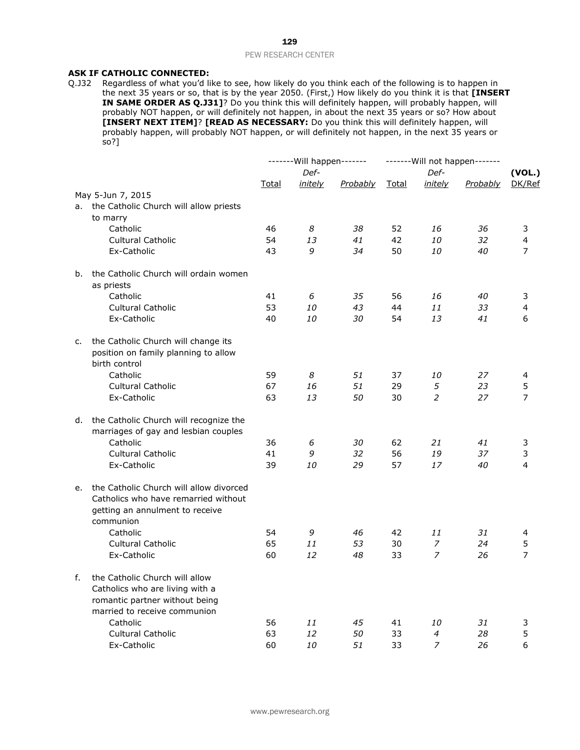**ASK IF CATHOLIC CONNECTED:**

Q.J32 Regardless of what you'd like to see, how likely do you think each of the following is to happen in the next 35 years or so, that is by the year 2050. (First,) How likely do you think it is that **[INSERT IN SAME ORDER AS Q.J31]**? Do you think this will definitely happen, will probably happen, will probably NOT happen, or will definitely not happen, in about the next 35 years or so? How about **[INSERT NEXT ITEM]**? **[READ AS NECESSARY:** Do you think this will definitely happen, will probably happen, will probably NOT happen, or will definitely not happen, in the next 35 years or so?]

| | -------Will happen------- | | | -------Will not happen------- | | | |
|---|---|---|---|---|---|---|---|
| | Total | *Definitely* | *Probably* | Total | *Definitely* | *Probably* | **(VOL.)** DK/Ref |
| May 5-Jun 7, 2015 | | | | | | | |
| a. the Catholic Church will allow priests to marry | | | | | | | |
| Catholic | 46 | *8* | *38* | 52 | *16* | *36* | 3 |
| Cultural Catholic | 54 | *13* | *41* | 42 | *10* | *32* | 4 |
| Ex-Catholic | 43 | *9* | *34* | 50 | *10* | *40* | 7 |
| b. the Catholic Church will ordain women as priests | | | | | | | |
| Catholic | 41 | *6* | *35* | 56 | *16* | *40* | 3 |
| Cultural Catholic | 53 | *10* | *43* | 44 | *11* | *33* | 4 |
| Ex-Catholic | 40 | *10* | *30* | 54 | *13* | *41* | 6 |
| c. the Catholic Church will change its position on family planning to allow birth control | | | | | | | |
| Catholic | 59 | *8* | *51* | 37 | *10* | *27* | 4 |
| Cultural Catholic | 67 | *16* | *51* | 29 | *5* | *23* | 5 |
| Ex-Catholic | 63 | *13* | *50* | 30 | *2* | *27* | 7 |
| d. the Catholic Church will recognize the marriages of gay and lesbian couples | | | | | | | |
| Catholic | 36 | *6* | *30* | 62 | *21* | *41* | 3 |
| Cultural Catholic | 41 | *9* | *32* | 56 | *19* | *37* | 3 |
| Ex-Catholic | 39 | *10* | *29* | 57 | *17* | *40* | 4 |
| e. the Catholic Church will allow divorced Catholics who have remarried without getting an annulment to receive communion | | | | | | | |
| Catholic | 54 | *9* | *46* | 42 | *11* | *31* | 4 |
| Cultural Catholic | 65 | *11* | *53* | 30 | *7* | *24* | 5 |
| Ex-Catholic | 60 | *12* | *48* | 33 | *7* | *26* | 7 |
| f. the Catholic Church will allow Catholics who are living with a romantic partner without being married to receive communion | | | | | | | |
| Catholic | 56 | *11* | *45* | 41 | *10* | *31* | 3 |
| Cultural Catholic | 63 | *12* | *50* | 33 | *4* | *28* | 5 |
| Ex-Catholic | 60 | *10* | *51* | 33 | *7* | *26* | 6 |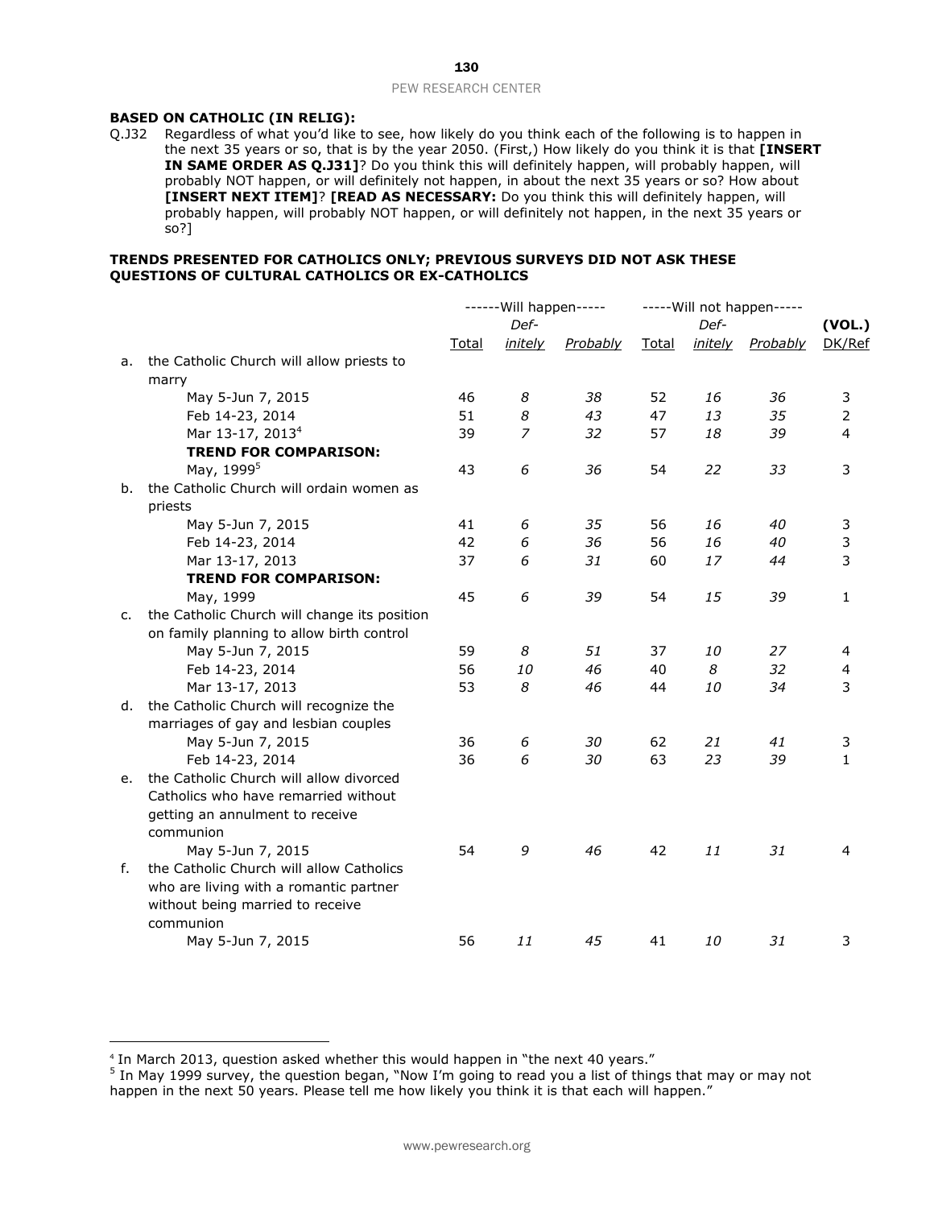**BASED ON CATHOLIC (IN RELIG):**

Q.J32 Regardless of what you'd like to see, how likely do you think each of the following is to happen in the next 35 years or so, that is by the year 2050. (First,) How likely do you think it is that **[INSERT IN SAME ORDER AS Q.J31]**? Do you think this will definitely happen, will probably happen, will probably NOT happen, or will definitely not happen, in about the next 35 years or so? How about **[INSERT NEXT ITEM]**? **[READ AS NECESSARY:** Do you think this will definitely happen, will probably happen, will probably NOT happen, or will definitely not happen, in the next 35 years or so?]

**TRENDS PRESENTED FOR CATHOLICS ONLY; PREVIOUS SURVEYS DID NOT ASK THESE QUESTIONS OF CULTURAL CATHOLICS OR EX-CATHOLICS**

| | | ------Will happen----- | | | -----Will not happen----- | | | |
|---|---|---|---|---|---|---|---|---|
| | | Total | *Def-initely* | *Probably* | Total | *Def-initely* | *Probably* | **(VOL.)** DK/Ref |
| a. | the Catholic Church will allow priests to marry | | | | | | | |
| | May 5-Jun 7, 2015 | 46 | *8* | *38* | 52 | *16* | *36* | 3 |
| | Feb 14-23, 2014 | 51 | *8* | *43* | 47 | *13* | *35* | 2 |
| | Mar 13-17, 2013[4] | 39 | *7* | *32* | 57 | *18* | *39* | 4 |
| | **TREND FOR COMPARISON:** | | | | | | | |
| | May, 1999[5] | 43 | *6* | *36* | 54 | *22* | *33* | 3 |
| b. | the Catholic Church will ordain women as priests | | | | | | | |
| | May 5-Jun 7, 2015 | 41 | *6* | *35* | 56 | *16* | *40* | 3 |
| | Feb 14-23, 2014 | 42 | *6* | *36* | 56 | *16* | *40* | 3 |
| | Mar 13-17, 2013 | 37 | *6* | *31* | 60 | *17* | *44* | 3 |
| | **TREND FOR COMPARISON:** | | | | | | | |
| | May, 1999 | 45 | *6* | *39* | 54 | *15* | *39* | 1 |
| c. | the Catholic Church will change its position on family planning to allow birth control | | | | | | | |
| | May 5-Jun 7, 2015 | 59 | *8* | *51* | 37 | *10* | *27* | 4 |
| | Feb 14-23, 2014 | 56 | *10* | *46* | 40 | *8* | *32* | 4 |
| | Mar 13-17, 2013 | 53 | *8* | *46* | 44 | *10* | *34* | 3 |
| d. | the Catholic Church will recognize the marriages of gay and lesbian couples | | | | | | | |
| | May 5-Jun 7, 2015 | 36 | *6* | *30* | 62 | *21* | *41* | 3 |
| | Feb 14-23, 2014 | 36 | *6* | *30* | 63 | *23* | *39* | 1 |
| e. | the Catholic Church will allow divorced Catholics who have remarried without getting an annulment to receive communion | | | | | | | |
| | May 5-Jun 7, 2015 | 54 | *9* | *46* | 42 | *11* | *31* | 4 |
| f. | the Catholic Church will allow Catholics who are living with a romantic partner without being married to receive communion | | | | | | | |
| | May 5-Jun 7, 2015 | 56 | *11* | *45* | 41 | *10* | *31* | 3 |

[4] In March 2013, question asked whether this would happen in "the next 40 years."

[5] In May 1999 survey, the question began, "Now I'm going to read you a list of things that may or may not happen in the next 50 years. Please tell me how likely you think it is that each will happen."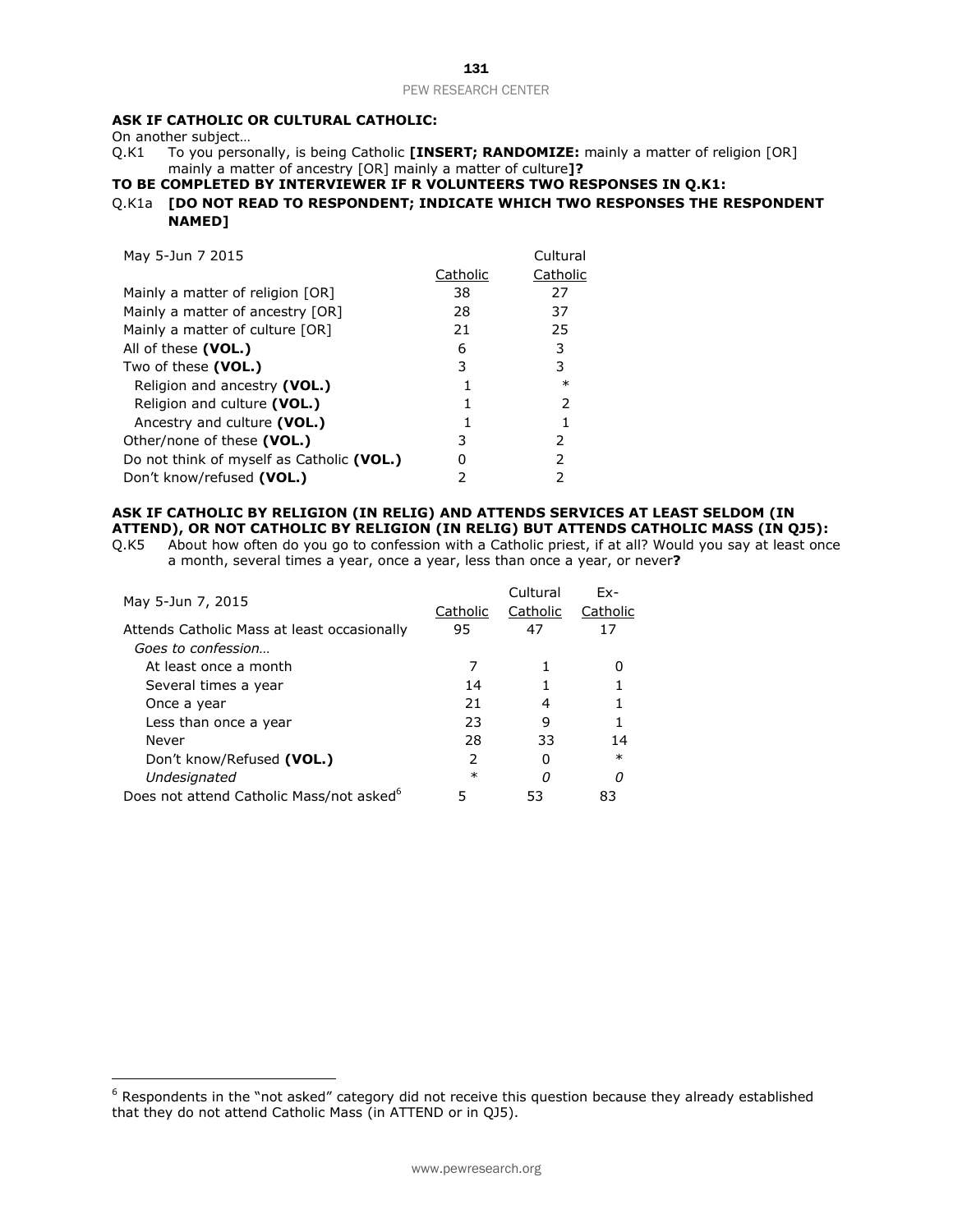**ASK IF CATHOLIC OR CULTURAL CATHOLIC:**

On another subject…

Q.K1 To you personally, is being Catholic **[INSERT; RANDOMIZE:** mainly a matter of religion [OR] mainly a matter of ancestry [OR] mainly a matter of culture**]?**

**TO BE COMPLETED BY INTERVIEWER IF R VOLUNTEERS TWO RESPONSES IN Q.K1:**

Q.K1a **[DO NOT READ TO RESPONDENT; INDICATE WHICH TWO RESPONSES THE RESPONDENT NAMED]**

| May 5-Jun 7 2015 | Catholic | Cultural Catholic |
|---|---|---|
| Mainly a matter of religion [OR] | 38 | 27 |
| Mainly a matter of ancestry [OR] | 28 | 37 |
| Mainly a matter of culture [OR] | 21 | 25 |
| All of these **(VOL.)** | 6 | 3 |
| Two of these **(VOL.)** | 3 | 3 |
| Religion and ancestry **(VOL.)** | 1 | * |
| Religion and culture **(VOL.)** | 1 | 2 |
| Ancestry and culture **(VOL.)** | 1 | 1 |
| Other/none of these **(VOL.)** | 3 | 2 |
| Do not think of myself as Catholic **(VOL.)** | 0 | 2 |
| Don't know/refused **(VOL.)** | 2 | 2 |

**ASK IF CATHOLIC BY RELIGION (IN RELIG) AND ATTENDS SERVICES AT LEAST SELDOM (IN ATTEND), OR NOT CATHOLIC BY RELIGION (IN RELIG) BUT ATTENDS CATHOLIC MASS (IN QJ5):**

Q.K5 About how often do you go to confession with a Catholic priest, if at all? Would you say at least once a month, several times a year, once a year, less than once a year, or never**?**

| May 5-Jun 7, 2015 | Catholic | Cultural Catholic | Ex-Catholic |
|---|---|---|---|
| Attends Catholic Mass at least occasionally | 95 | 47 | 17 |
| *Goes to confession…* | | | |
| At least once a month | 7 | 1 | 0 |
| Several times a year | 14 | 1 | 1 |
| Once a year | 21 | 4 | 1 |
| Less than once a year | 23 | 9 | 1 |
| Never | 28 | 33 | 14 |
| Don't know/Refused **(VOL.)** | 2 | 0 | * |
| *Undesignated* | * | *0* | *0* |
| Does not attend Catholic Mass/not asked[6] | 5 | 53 | 83 |

[6] Respondents in the "not asked" category did not receive this question because they already established that they do not attend Catholic Mass (in ATTEND or in QJ5).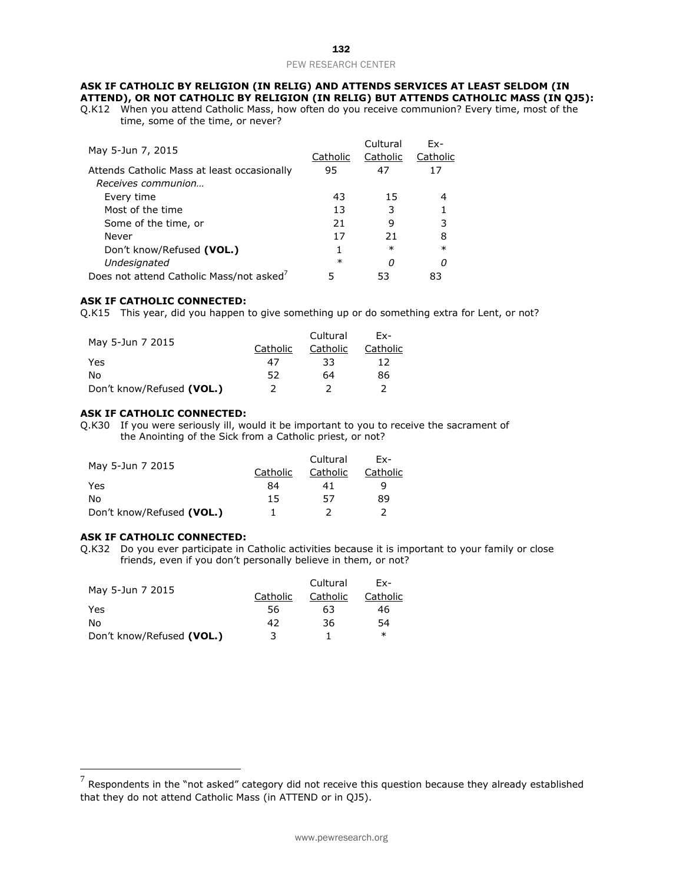**ASK IF CATHOLIC BY RELIGION (IN RELIG) AND ATTENDS SERVICES AT LEAST SELDOM (IN ATTEND), OR NOT CATHOLIC BY RELIGION (IN RELIG) BUT ATTENDS CATHOLIC MASS (IN QJ5):**

Q.K12 When you attend Catholic Mass, how often do you receive communion? Every time, most of the time, some of the time, or never?

| May 5-Jun 7, 2015 | Catholic | Cultural Catholic | Ex-Catholic |
|---|---|---|---|
| Attends Catholic Mass at least occasionally | 95 | 47 | 17 |
| *Receives communion…* | | | |
| Every time | 43 | 15 | 4 |
| Most of the time | 13 | 3 | 1 |
| Some of the time, or | 21 | 9 | 3 |
| Never | 17 | 21 | 8 |
| Don't know/Refused **(VOL.)** | 1 | * | * |
| *Undesignated* | * | *0* | *0* |
| Does not attend Catholic Mass/not asked[7] | 5 | 53 | 83 |

**ASK IF CATHOLIC CONNECTED:**

Q.K15 This year, did you happen to give something up or do something extra for Lent, or not?

| May 5-Jun 7 2015 | Catholic | Cultural Catholic | Ex-Catholic |
|---|---|---|---|
| Yes | 47 | 33 | 12 |
| No | 52 | 64 | 86 |
| Don't know/Refused **(VOL.)** | 2 | 2 | 2 |

**ASK IF CATHOLIC CONNECTED:**

Q.K30 If you were seriously ill, would it be important to you to receive the sacrament of the Anointing of the Sick from a Catholic priest, or not?

| May 5-Jun 7 2015 | Catholic | Cultural Catholic | Ex-Catholic |
|---|---|---|---|
| Yes | 84 | 41 | 9 |
| No | 15 | 57 | 89 |
| Don't know/Refused **(VOL.)** | 1 | 2 | 2 |

**ASK IF CATHOLIC CONNECTED:**

Q.K32 Do you ever participate in Catholic activities because it is important to your family or close friends, even if you don't personally believe in them, or not?

| May 5-Jun 7 2015 | Catholic | Cultural Catholic | Ex-Catholic |
|---|---|---|---|
| Yes | 56 | 63 | 46 |
| No | 42 | 36 | 54 |
| Don't know/Refused **(VOL.)** | 3 | 1 | * |

[7] Respondents in the "not asked" category did not receive this question because they already established that they do not attend Catholic Mass (in ATTEND or in QJ5).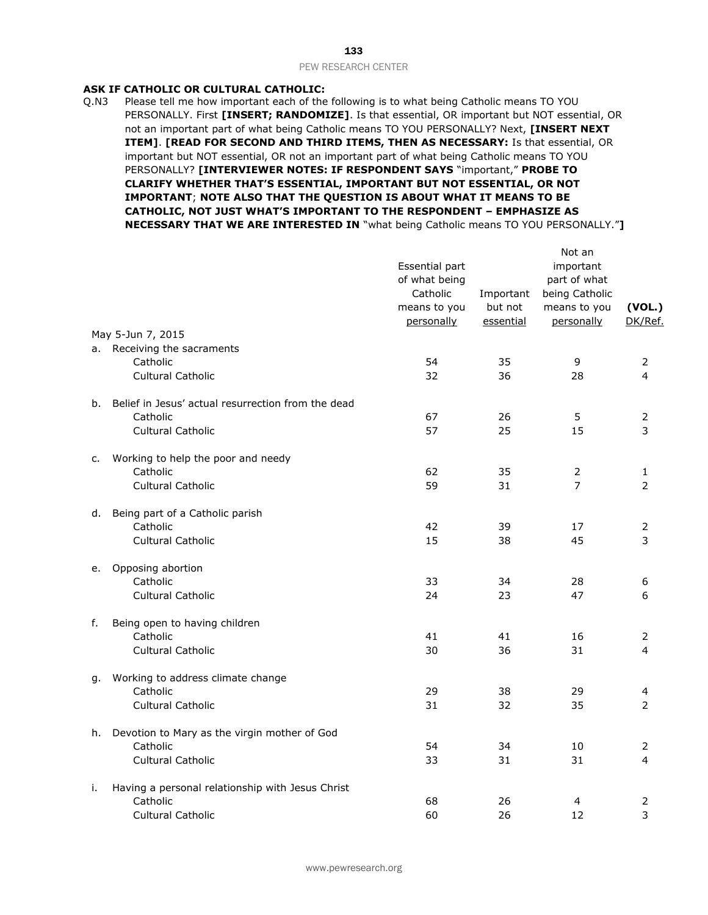**ASK IF CATHOLIC OR CULTURAL CATHOLIC:**

Q.N3 Please tell me how important each of the following is to what being Catholic means TO YOU PERSONALLY. First **[INSERT; RANDOMIZE]**. Is that essential, OR important but NOT essential, OR not an important part of what being Catholic means TO YOU PERSONALLY? Next, **[INSERT NEXT ITEM]**. **[READ FOR SECOND AND THIRD ITEMS, THEN AS NECESSARY:** Is that essential, OR important but NOT essential, OR not an important part of what being Catholic means TO YOU PERSONALLY? **[INTERVIEWER NOTES: IF RESPONDENT SAYS** "important," **PROBE TO CLARIFY WHETHER THAT'S ESSENTIAL, IMPORTANT BUT NOT ESSENTIAL, OR NOT IMPORTANT**; **NOTE ALSO THAT THE QUESTION IS ABOUT WHAT IT MEANS TO BE CATHOLIC, NOT JUST WHAT'S IMPORTANT TO THE RESPONDENT – EMPHASIZE AS NECESSARY THAT WE ARE INTERESTED IN** "what being Catholic means TO YOU PERSONALLY."**]**

| | Essential part of what being Catholic means to you personally | Important but not essential | Not an important part of what being Catholic means to you personally | (VOL.) DK/Ref. |
|---|---|---|---|---|
| May 5-Jun 7, 2015 | | | | |
| a. Receiving the sacraments | | | | |
| Catholic | 54 | 35 | 9 | 2 |
| Cultural Catholic | 32 | 36 | 28 | 4 |
| b. Belief in Jesus' actual resurrection from the dead | | | | |
| Catholic | 67 | 26 | 5 | 2 |
| Cultural Catholic | 57 | 25 | 15 | 3 |
| c. Working to help the poor and needy | | | | |
| Catholic | 62 | 35 | 2 | 1 |
| Cultural Catholic | 59 | 31 | 7 | 2 |
| d. Being part of a Catholic parish | | | | |
| Catholic | 42 | 39 | 17 | 2 |
| Cultural Catholic | 15 | 38 | 45 | 3 |
| e. Opposing abortion | | | | |
| Catholic | 33 | 34 | 28 | 6 |
| Cultural Catholic | 24 | 23 | 47 | 6 |
| f. Being open to having children | | | | |
| Catholic | 41 | 41 | 16 | 2 |
| Cultural Catholic | 30 | 36 | 31 | 4 |
| g. Working to address climate change | | | | |
| Catholic | 29 | 38 | 29 | 4 |
| Cultural Catholic | 31 | 32 | 35 | 2 |
| h. Devotion to Mary as the virgin mother of God | | | | |
| Catholic | 54 | 34 | 10 | 2 |
| Cultural Catholic | 33 | 31 | 31 | 4 |
| i. Having a personal relationship with Jesus Christ | | | | |
| Catholic | 68 | 26 | 4 | 2 |
| Cultural Catholic | 60 | 26 | 12 | 3 |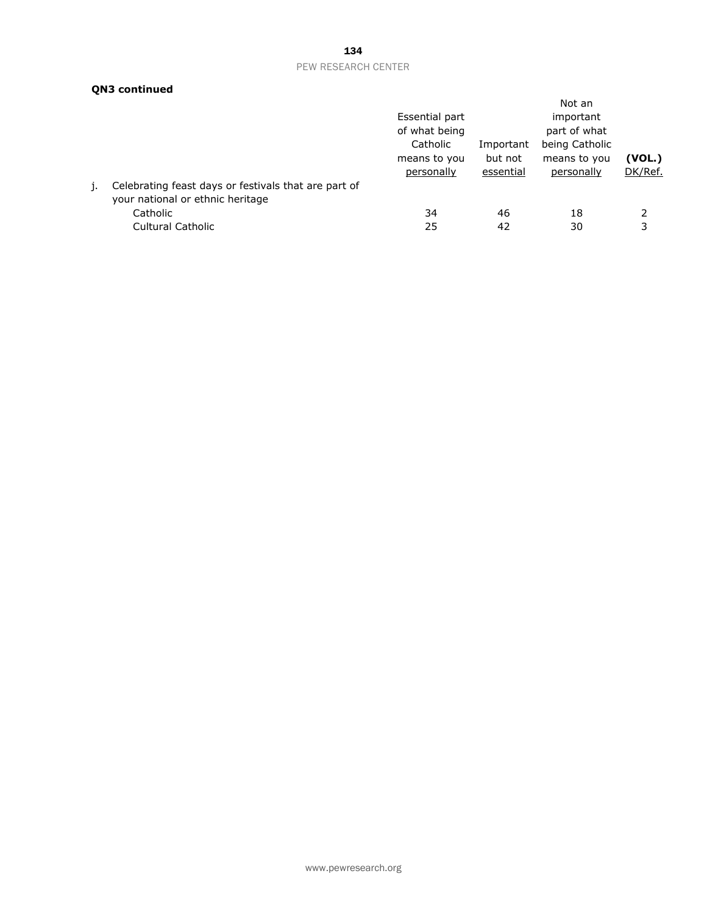**QN3 continued**

| | Essential part of what being Catholic means to you personally | Important but not essential | Not an important part of what being Catholic means to you personally | (VOL.) DK/Ref. |
|---|---|---|---|---|
| j. Celebrating feast days or festivals that are part of your national or ethnic heritage | | | | |
| Catholic | 34 | 46 | 18 | 2 |
| Cultural Catholic | 25 | 42 | 30 | 3 |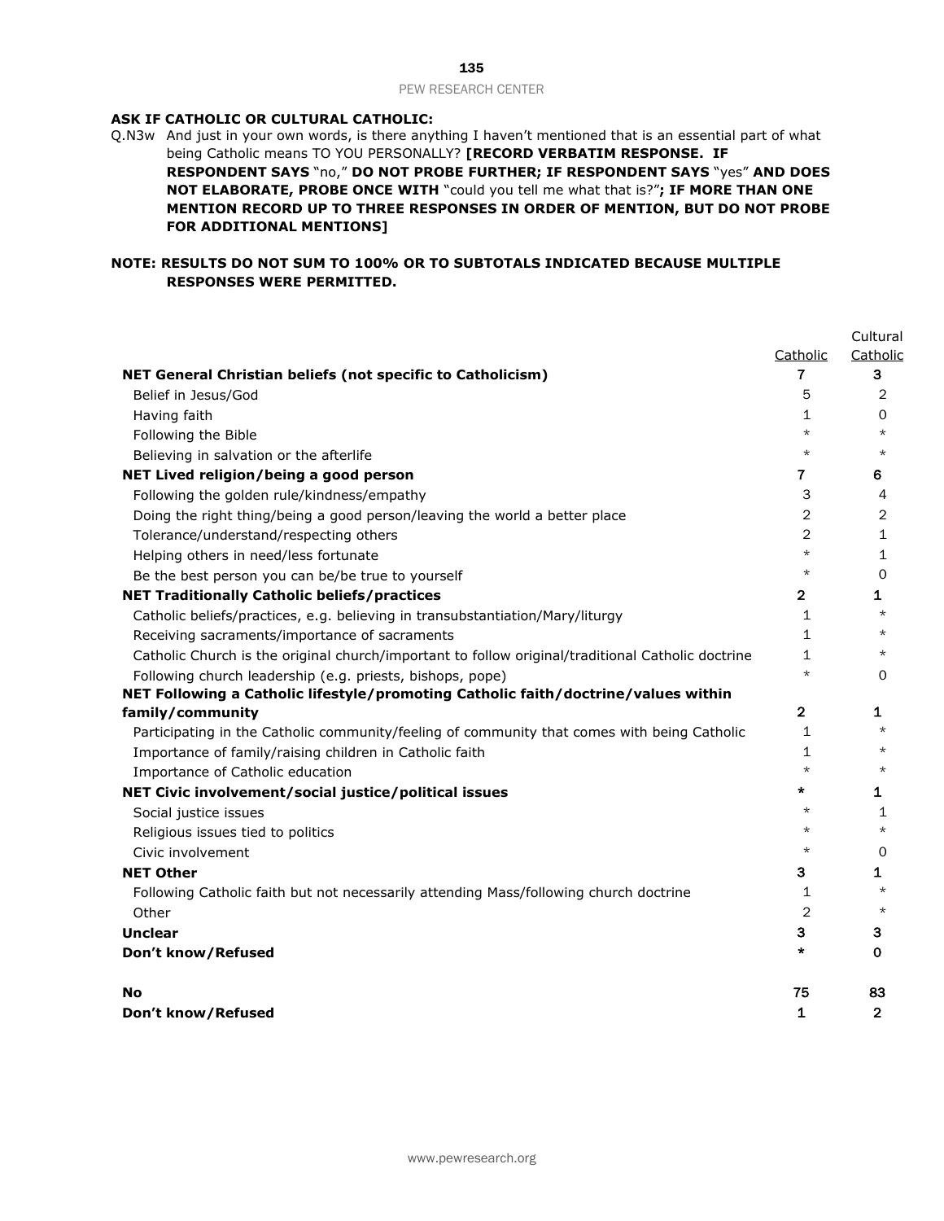**ASK IF CATHOLIC OR CULTURAL CATHOLIC:**

Q.N3w And just in your own words, is there anything I haven't mentioned that is an essential part of what being Catholic means TO YOU PERSONALLY? **[RECORD VERBATIM RESPONSE. IF RESPONDENT SAYS** "no," **DO NOT PROBE FURTHER; IF RESPONDENT SAYS** "yes" **AND DOES NOT ELABORATE, PROBE ONCE WITH** "could you tell me what that is?"**; IF MORE THAN ONE MENTION RECORD UP TO THREE RESPONSES IN ORDER OF MENTION, BUT DO NOT PROBE FOR ADDITIONAL MENTIONS]**

**NOTE: RESULTS DO NOT SUM TO 100% OR TO SUBTOTALS INDICATED BECAUSE MULTIPLE RESPONSES WERE PERMITTED.**

| | Catholic | Cultural Catholic |
|---|---|---|
| **NET General Christian beliefs (not specific to Catholicism)** | **7** | **3** |
| Belief in Jesus/God | 5 | 2 |
| Having faith | 1 | 0 |
| Following the Bible | * | * |
| Believing in salvation or the afterlife | * | * |
| **NET Lived religion/being a good person** | **7** | **6** |
| Following the golden rule/kindness/empathy | 3 | 4 |
| Doing the right thing/being a good person/leaving the world a better place | 2 | 2 |
| Tolerance/understand/respecting others | 2 | 1 |
| Helping others in need/less fortunate | * | 1 |
| Be the best person you can be/be true to yourself | * | 0 |
| **NET Traditionally Catholic beliefs/practices** | **2** | **1** |
| Catholic beliefs/practices, e.g. believing in transubstantiation/Mary/liturgy | 1 | * |
| Receiving sacraments/importance of sacraments | 1 | * |
| Catholic Church is the original church/important to follow original/traditional Catholic doctrine | 1 | * |
| Following church leadership (e.g. priests, bishops, pope) | * | 0 |
| **NET Following a Catholic lifestyle/promoting Catholic faith/doctrine/values within family/community** | **2** | **1** |
| Participating in the Catholic community/feeling of community that comes with being Catholic | 1 | * |
| Importance of family/raising children in Catholic faith | 1 | * |
| Importance of Catholic education | * | * |
| **NET Civic involvement/social justice/political issues** | **\*** | **1** |
| Social justice issues | * | 1 |
| Religious issues tied to politics | * | * |
| Civic involvement | * | 0 |
| **NET Other** | **3** | **1** |
| Following Catholic faith but not necessarily attending Mass/following church doctrine | 1 | * |
| Other | 2 | * |
| **Unclear** | **3** | **3** |
| **Don't know/Refused** | **\*** | **0** |
| | | |
| **No** | **75** | **83** |
| **Don't know/Refused** | **1** | **2** |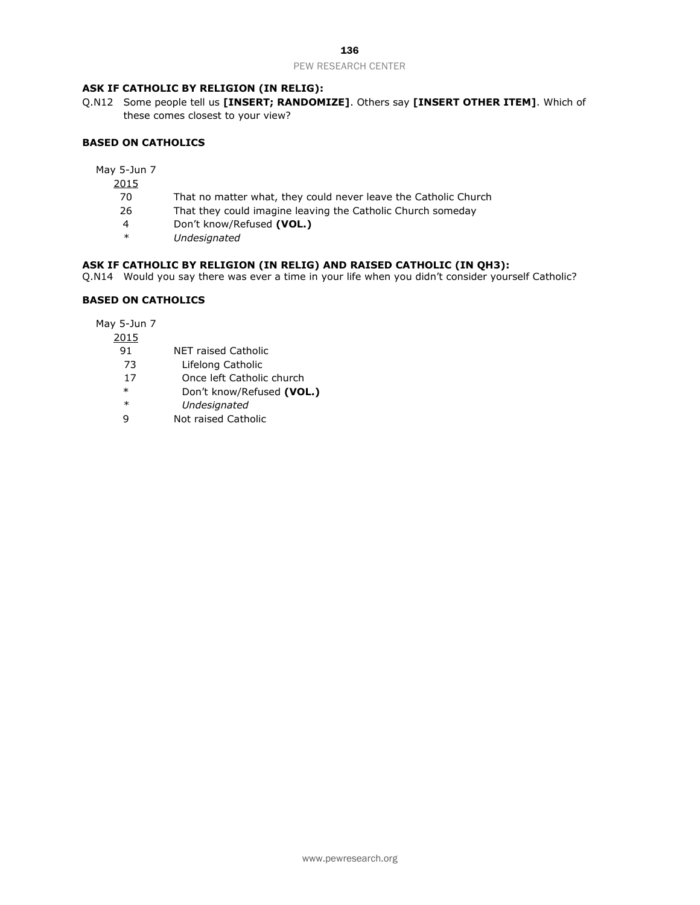**ASK IF CATHOLIC BY RELIGION (IN RELIG):**

Q.N12 Some people tell us **[INSERT; RANDOMIZE]**. Others say **[INSERT OTHER ITEM]**. Which of these comes closest to your view?

**BASED ON CATHOLICS**

| May 5-Jun 7 2015 | |
|---|---|
| 70 | That no matter what, they could never leave the Catholic Church |
| 26 | That they could imagine leaving the Catholic Church someday |
| 4 | Don't know/Refused **(VOL.)** |
| * | *Undesignated* |

**ASK IF CATHOLIC BY RELIGION (IN RELIG) AND RAISED CATHOLIC (IN QH3):**

Q.N14 Would you say there was ever a time in your life when you didn't consider yourself Catholic?

**BASED ON CATHOLICS**

| May 5-Jun 7 2015 | |
|---|---|
| 91 | NET raised Catholic |
| 73 | Lifelong Catholic |
| 17 | Once left Catholic church |
| * | Don't know/Refused **(VOL.)** |
| * | *Undesignated* |
| 9 | Not raised Catholic |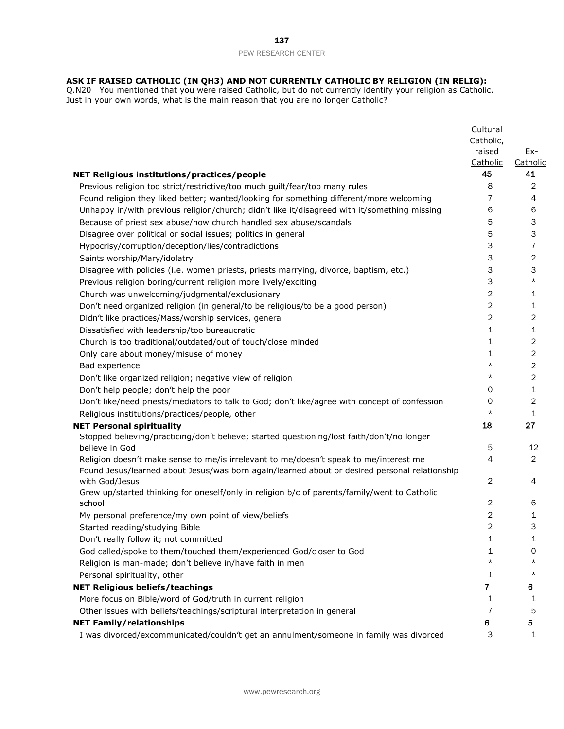**ASK IF RAISED CATHOLIC (IN QH3) AND NOT CURRENTLY CATHOLIC BY RELIGION (IN RELIG):**

Q.N20 You mentioned that you were raised Catholic, but do not currently identify your religion as Catholic. Just in your own words, what is the main reason that you are no longer Catholic?

| | Cultural Catholic, raised Catholic | Ex-Catholic |
|---|---|---|
| **NET Religious institutions/practices/people** | **45** | **41** |
| Previous religion too strict/restrictive/too much guilt/fear/too many rules | 8 | 2 |
| Found religion they liked better; wanted/looking for something different/more welcoming | 7 | 4 |
| Unhappy in/with previous religion/church; didn't like it/disagreed with it/something missing | 6 | 6 |
| Because of priest sex abuse/how church handled sex abuse/scandals | 5 | 3 |
| Disagree over political or social issues; politics in general | 5 | 3 |
| Hypocrisy/corruption/deception/lies/contradictions | 3 | 7 |
| Saints worship/Mary/idolatry | 3 | 2 |
| Disagree with policies (i.e. women priests, priests marrying, divorce, baptism, etc.) | 3 | 3 |
| Previous religion boring/current religion more lively/exciting | 3 | * |
| Church was unwelcoming/judgmental/exclusionary | 2 | 1 |
| Don't need organized religion (in general/to be religious/to be a good person) | 2 | 1 |
| Didn't like practices/Mass/worship services, general | 2 | 2 |
| Dissatisfied with leadership/too bureaucratic | 1 | 1 |
| Church is too traditional/outdated/out of touch/close minded | 1 | 2 |
| Only care about money/misuse of money | 1 | 2 |
| Bad experience | * | 2 |
| Don't like organized religion; negative view of religion | * | 2 |
| Don't help people; don't help the poor | 0 | 1 |
| Don't like/need priests/mediators to talk to God; don't like/agree with concept of confession | 0 | 2 |
| Religious institutions/practices/people, other | * | 1 |
| **NET Personal spirituality** | **18** | **27** |
| Stopped believing/practicing/don't believe; started questioning/lost faith/don't/no longer believe in God | 5 | 12 |
| Religion doesn't make sense to me/is irrelevant to me/doesn't speak to me/interest me | 4 | 2 |
| Found Jesus/learned about Jesus/was born again/learned about or desired personal relationship with God/Jesus | 2 | 4 |
| Grew up/started thinking for oneself/only in religion b/c of parents/family/went to Catholic school | 2 | 6 |
| My personal preference/my own point of view/beliefs | 2 | 1 |
| Started reading/studying Bible | 2 | 3 |
| Don't really follow it; not committed | 1 | 1 |
| God called/spoke to them/touched them/experienced God/closer to God | 1 | 0 |
| Religion is man-made; don't believe in/have faith in men | * | * |
| Personal spirituality, other | 1 | * |
| **NET Religious beliefs/teachings** | **7** | **6** |
| More focus on Bible/word of God/truth in current religion | 1 | 1 |
| Other issues with beliefs/teachings/scriptural interpretation in general | 7 | 5 |
| **NET Family/relationships** | **6** | **5** |
| I was divorced/excommunicated/couldn't get an annulment/someone in family was divorced | 3 | 1 |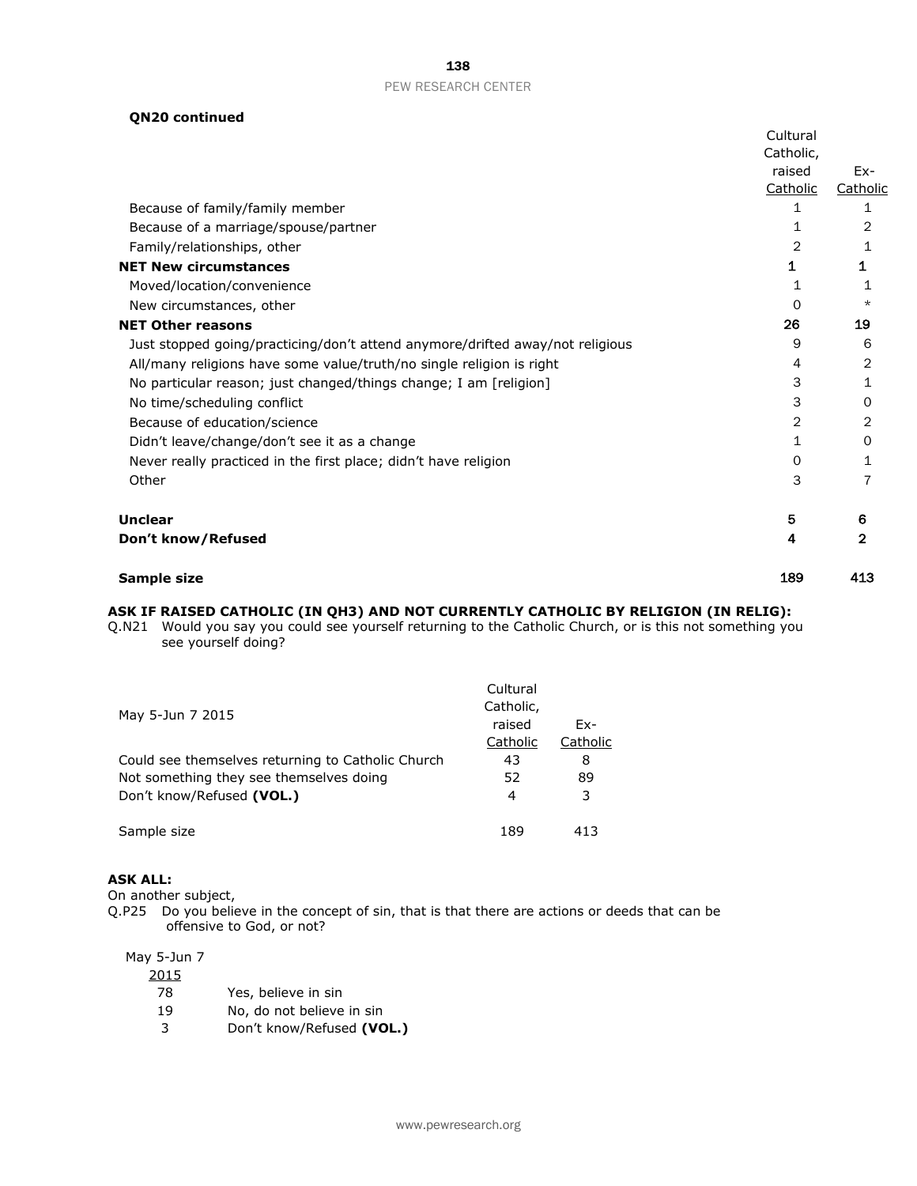**QN20 continued**

| | Cultural Catholic, raised Catholic | Ex-Catholic |
|---|---|---|
| Because of family/family member | 1 | 1 |
| Because of a marriage/spouse/partner | 1 | 2 |
| Family/relationships, other | 2 | 1 |
| **NET New circumstances** | **1** | **1** |
| Moved/location/convenience | 1 | 1 |
| New circumstances, other | 0 | * |
| **NET Other reasons** | **26** | **19** |
| Just stopped going/practicing/don't attend anymore/drifted away/not religious | 9 | 6 |
| All/many religions have some value/truth/no single religion is right | 4 | 2 |
| No particular reason; just changed/things change; I am [religion] | 3 | 1 |
| No time/scheduling conflict | 3 | 0 |
| Because of education/science | 2 | 2 |
| Didn't leave/change/don't see it as a change | 1 | 0 |
| Never really practiced in the first place; didn't have religion | 0 | 1 |
| Other | 3 | 7 |
| **Unclear** | **5** | **6** |
| **Don't know/Refused** | **4** | **2** |
| **Sample size** | **189** | **413** |

**ASK IF RAISED CATHOLIC (IN QH3) AND NOT CURRENTLY CATHOLIC BY RELIGION (IN RELIG):**

Q.N21 Would you say you could see yourself returning to the Catholic Church, or is this not something you see yourself doing?

| May 5-Jun 7 2015 | Cultural Catholic, raised Catholic | Ex-Catholic |
|---|---|---|
| Could see themselves returning to Catholic Church | 43 | 8 |
| Not something they see themselves doing | 52 | 89 |
| Don't know/Refused **(VOL.)** | 4 | 3 |
| Sample size | 189 | 413 |

**ASK ALL:**

On another subject,

Q.P25 Do you believe in the concept of sin, that is that there are actions or deeds that can be offensive to God, or not?

| May 5-Jun 7 2015 | |
|---|---|
| 78 | Yes, believe in sin |
| 19 | No, do not believe in sin |
| 3 | Don't know/Refused **(VOL.)** |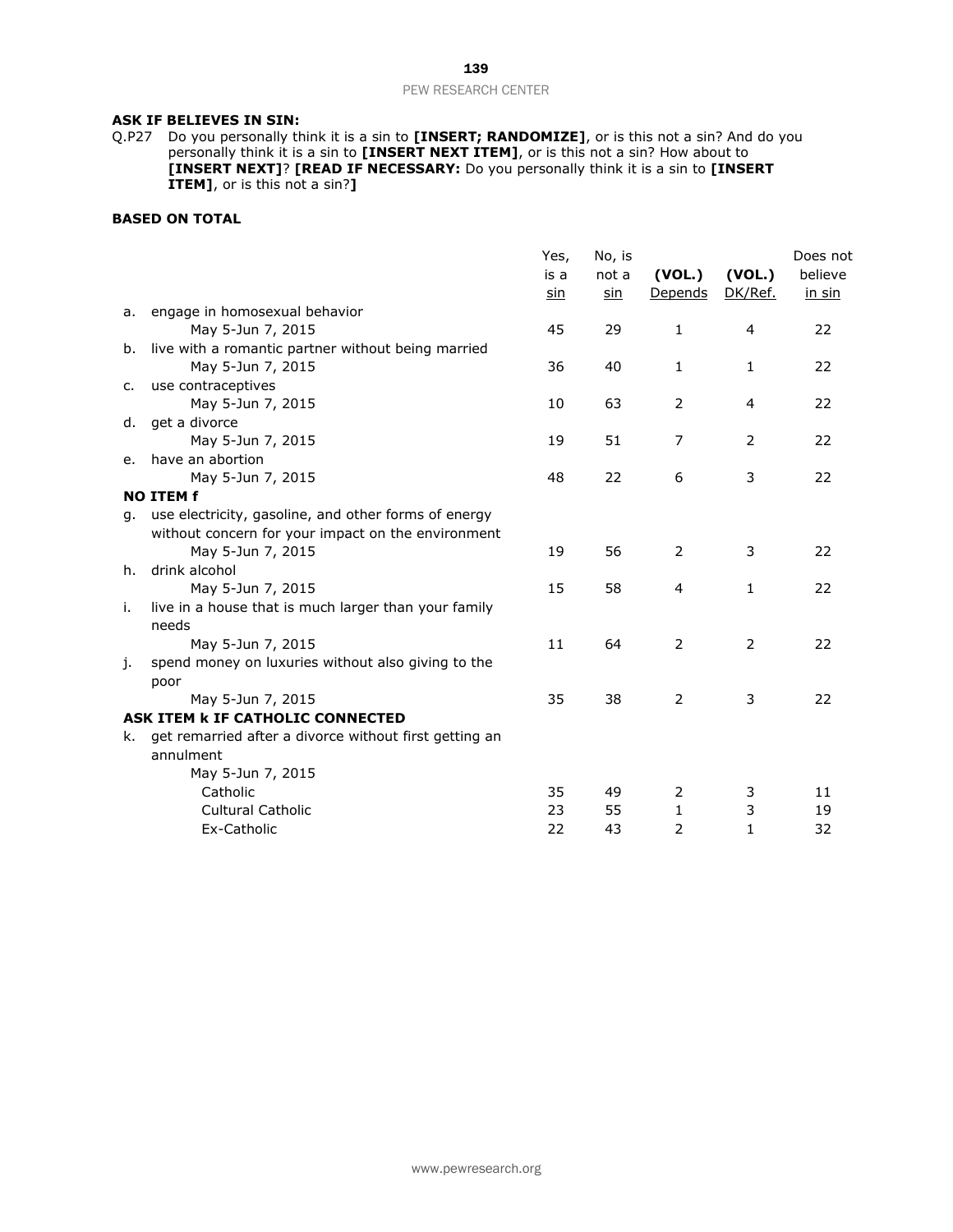**ASK IF BELIEVES IN SIN:**

Q.P27 Do you personally think it is a sin to **[INSERT; RANDOMIZE]**, or is this not a sin? And do you personally think it is a sin to **[INSERT NEXT ITEM]**, or is this not a sin? How about to **[INSERT NEXT]**? **[READ IF NECESSARY:** Do you personally think it is a sin to **[INSERT ITEM]**, or is this not a sin?**]**

**BASED ON TOTAL**

| | | Yes, is a sin | No, is not a sin | (VOL.) Depends | (VOL.) DK/Ref. | Does not believe in sin |
|---|---|---|---|---|---|---|
| a. | engage in homosexual behavior | | | | | |
| | May 5-Jun 7, 2015 | 45 | 29 | 1 | 4 | 22 |
| b. | live with a romantic partner without being married | | | | | |
| | May 5-Jun 7, 2015 | 36 | 40 | 1 | 1 | 22 |
| c. | use contraceptives | | | | | |
| | May 5-Jun 7, 2015 | 10 | 63 | 2 | 4 | 22 |
| d. | get a divorce | | | | | |
| | May 5-Jun 7, 2015 | 19 | 51 | 7 | 2 | 22 |
| e. | have an abortion | | | | | |
| | May 5-Jun 7, 2015 | 48 | 22 | 6 | 3 | 22 |
| **NO ITEM f** | | | | | | |
| g. | use electricity, gasoline, and other forms of energy without concern for your impact on the environment | | | | | |
| | May 5-Jun 7, 2015 | 19 | 56 | 2 | 3 | 22 |
| h. | drink alcohol | | | | | |
| | May 5-Jun 7, 2015 | 15 | 58 | 4 | 1 | 22 |
| i. | live in a house that is much larger than your family needs | | | | | |
| | May 5-Jun 7, 2015 | 11 | 64 | 2 | 2 | 22 |
| j. | spend money on luxuries without also giving to the poor | | | | | |
| | May 5-Jun 7, 2015 | 35 | 38 | 2 | 3 | 22 |
| **ASK ITEM k IF CATHOLIC CONNECTED** | | | | | | |
| k. | get remarried after a divorce without first getting an annulment | | | | | |
| | May 5-Jun 7, 2015 | | | | | |
| | Catholic | 35 | 49 | 2 | 3 | 11 |
| | Cultural Catholic | 23 | 55 | 1 | 3 | 19 |
| | Ex-Catholic | 22 | 43 | 2 | 1 | 32 |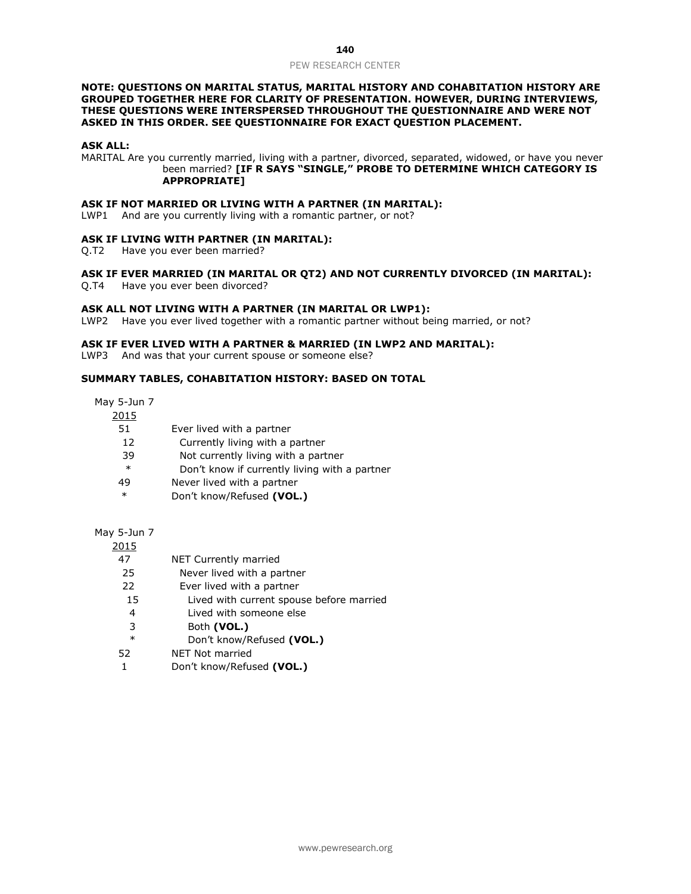**NOTE: QUESTIONS ON MARITAL STATUS, MARITAL HISTORY AND COHABITATION HISTORY ARE GROUPED TOGETHER HERE FOR CLARITY OF PRESENTATION. HOWEVER, DURING INTERVIEWS, THESE QUESTIONS WERE INTERSPERSED THROUGHOUT THE QUESTIONNAIRE AND WERE NOT ASKED IN THIS ORDER. SEE QUESTIONNAIRE FOR EXACT QUESTION PLACEMENT.**

**ASK ALL:**

MARITAL Are you currently married, living with a partner, divorced, separated, widowed, or have you never been married? **[IF R SAYS "SINGLE," PROBE TO DETERMINE WHICH CATEGORY IS APPROPRIATE]**

**ASK IF NOT MARRIED OR LIVING WITH A PARTNER (IN MARITAL):**

LWP1 And are you currently living with a romantic partner, or not?

**ASK IF LIVING WITH PARTNER (IN MARITAL):**

Q.T2 Have you ever been married?

**ASK IF EVER MARRIED (IN MARITAL OR QT2) AND NOT CURRENTLY DIVORCED (IN MARITAL):**

Q.T4 Have you ever been divorced?

**ASK ALL NOT LIVING WITH A PARTNER (IN MARITAL OR LWP1):**

LWP2 Have you ever lived together with a romantic partner without being married, or not?

**ASK IF EVER LIVED WITH A PARTNER & MARRIED (IN LWP2 AND MARITAL):**

LWP3 And was that your current spouse or someone else?

**SUMMARY TABLES, COHABITATION HISTORY: BASED ON TOTAL**

| May 5-Jun 7 2015 | |
|---|---|
| 51 | Ever lived with a partner |
| 12 | Currently living with a partner |
| 39 | Not currently living with a partner |
| * | Don't know if currently living with a partner |
| 49 | Never lived with a partner |
| * | Don't know/Refused **(VOL.)** |

| May 5-Jun 7 2015 | |
|---|---|
| 47 | NET Currently married |
| 25 | Never lived with a partner |
| 22 | Ever lived with a partner |
| 15 | Lived with current spouse before married |
| 4 | Lived with someone else |
| 3 | Both **(VOL.)** |
| * | Don't know/Refused **(VOL.)** |
| 52 | NET Not married |
| 1 | Don't know/Refused **(VOL.)** |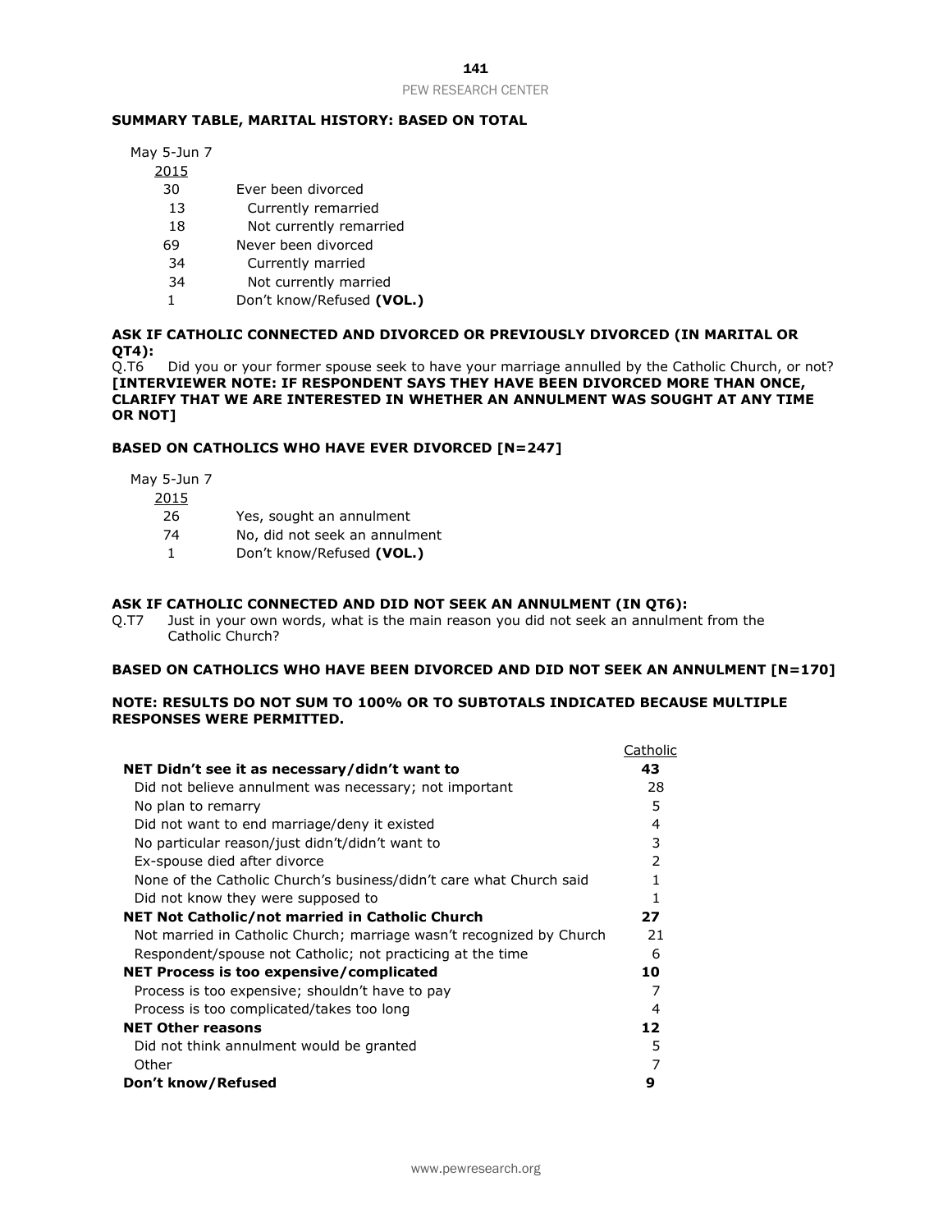**SUMMARY TABLE, MARITAL HISTORY: BASED ON TOTAL**

| May 5-Jun 7 2015 | |
|---|---|
| 30 | Ever been divorced |
| 13 | Currently remarried |
| 18 | Not currently remarried |
| 69 | Never been divorced |
| 34 | Currently married |
| 34 | Not currently married |
| 1 | Don't know/Refused **(VOL.)** |

**ASK IF CATHOLIC CONNECTED AND DIVORCED OR PREVIOUSLY DIVORCED (IN MARITAL OR QT4):**

Q.T6 Did you or your former spouse seek to have your marriage annulled by the Catholic Church, or not? **[INTERVIEWER NOTE: IF RESPONDENT SAYS THEY HAVE BEEN DIVORCED MORE THAN ONCE, CLARIFY THAT WE ARE INTERESTED IN WHETHER AN ANNULMENT WAS SOUGHT AT ANY TIME OR NOT]**

**BASED ON CATHOLICS WHO HAVE EVER DIVORCED [N=247]**

| May 5-Jun 7 2015 | |
|---|---|
| 26 | Yes, sought an annulment |
| 74 | No, did not seek an annulment |
| 1 | Don't know/Refused **(VOL.)** |

**ASK IF CATHOLIC CONNECTED AND DID NOT SEEK AN ANNULMENT (IN QT6):**

Q.T7 Just in your own words, what is the main reason you did not seek an annulment from the Catholic Church?

**BASED ON CATHOLICS WHO HAVE BEEN DIVORCED AND DID NOT SEEK AN ANNULMENT [N=170]**

**NOTE: RESULTS DO NOT SUM TO 100% OR TO SUBTOTALS INDICATED BECAUSE MULTIPLE RESPONSES WERE PERMITTED.**

| | Catholic |
|---|---|
| **NET Didn't see it as necessary/didn't want to** | **43** |
| Did not believe annulment was necessary; not important | 28 |
| No plan to remarry | 5 |
| Did not want to end marriage/deny it existed | 4 |
| No particular reason/just didn't/didn't want to | 3 |
| Ex-spouse died after divorce | 2 |
| None of the Catholic Church's business/didn't care what Church said | 1 |
| Did not know they were supposed to | 1 |
| **NET Not Catholic/not married in Catholic Church** | **27** |
| Not married in Catholic Church; marriage wasn't recognized by Church | 21 |
| Respondent/spouse not Catholic; not practicing at the time | 6 |
| **NET Process is too expensive/complicated** | **10** |
| Process is too expensive; shouldn't have to pay | 7 |
| Process is too complicated/takes too long | 4 |
| **NET Other reasons** | **12** |
| Did not think annulment would be granted | 5 |
| Other | 7 |
| **Don't know/Refused** | **9** |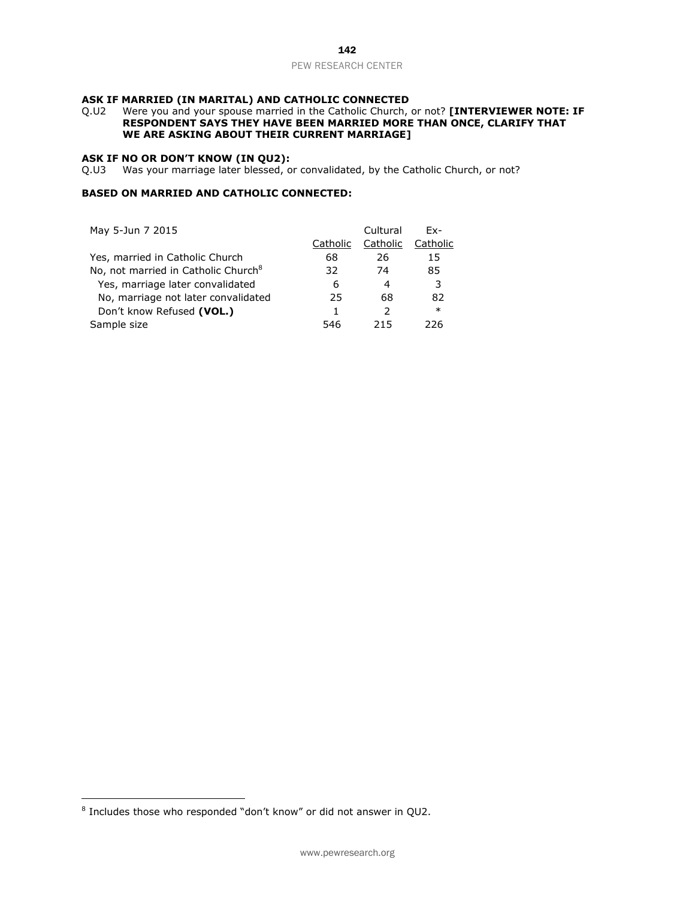**ASK IF MARRIED (IN MARITAL) AND CATHOLIC CONNECTED**

Q.U2 Were you and your spouse married in the Catholic Church, or not? **[INTERVIEWER NOTE: IF RESPONDENT SAYS THEY HAVE BEEN MARRIED MORE THAN ONCE, CLARIFY THAT WE ARE ASKING ABOUT THEIR CURRENT MARRIAGE]**

**ASK IF NO OR DON'T KNOW (IN QU2):**

Q.U3 Was your marriage later blessed, or convalidated, by the Catholic Church, or not?

**BASED ON MARRIED AND CATHOLIC CONNECTED:**

| May 5-Jun 7 2015 | Catholic | Cultural Catholic | Ex-Catholic |
|---|---|---|---|
| Yes, married in Catholic Church | 68 | 26 | 15 |
| No, not married in Catholic Church[8] | 32 | 74 | 85 |
| Yes, marriage later convalidated | 6 | 4 | 3 |
| No, marriage not later convalidated | 25 | 68 | 82 |
| Don't know Refused **(VOL.)** | 1 | 2 | * |
| Sample size | 546 | 215 | 226 |

[8] Includes those who responded "don't know" or did not answer in QU2.